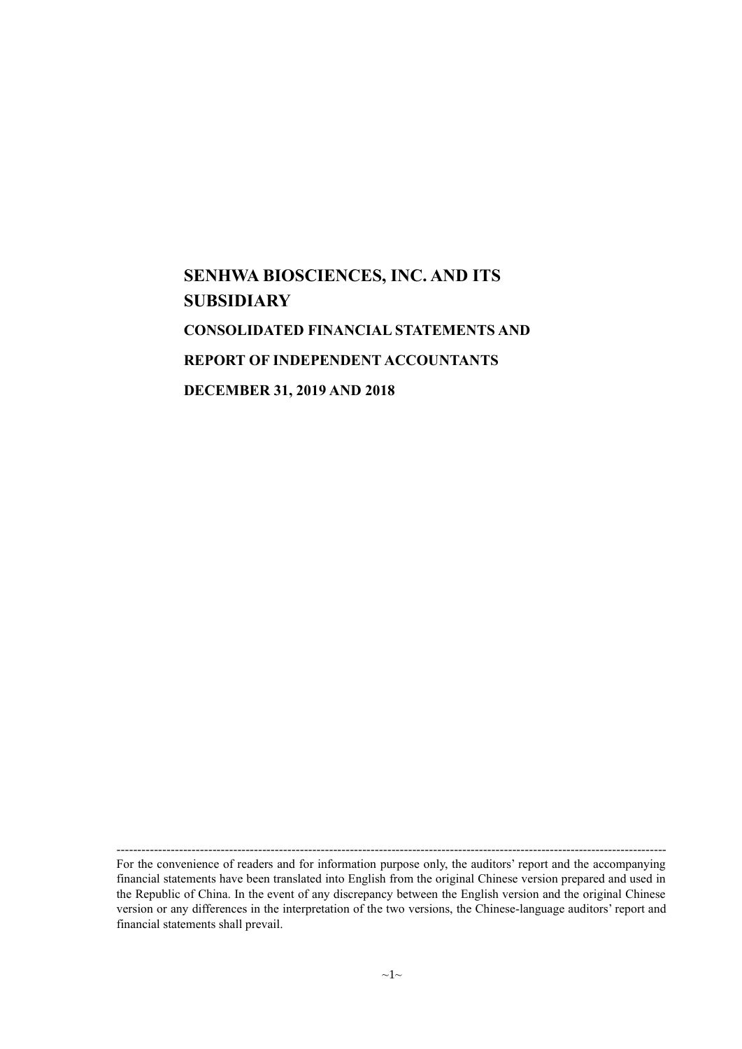# SENHWA BIOSCIENCES, INC. AND ITS SUBSIDIARY

## CONSOLIDATED FINANCIAL STATEMENTS AND

## REPORT OF INDEPENDENT ACCOUNTANTS

## DECEMBER 31, 2019 AND 2018

---

For the convenience of readers and for information purpose only, the auditors' report and the accompanying financial statements have been translated into English from the original Chinese version prepared and used in the Republic of China. In the event of any discrepancy between the English version and the original Chinese version or any differences in the interpretation of the two versions, the Chinese-language auditors' report and financial statements shall prevail.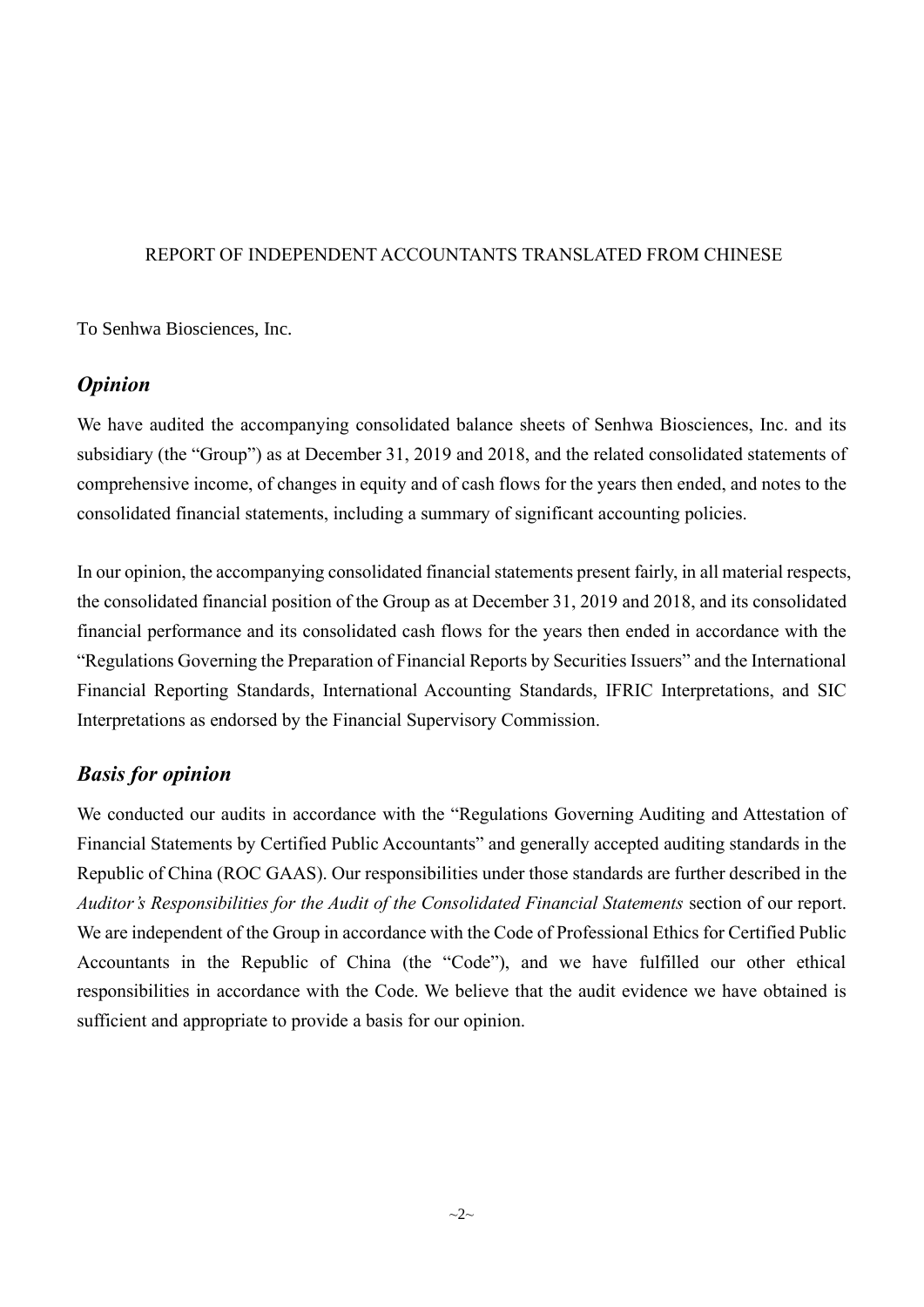REPORT OF INDEPENDENT ACCOUNTANTS TRANSLATED FROM CHINESE

To Senhwa Biosciences, Inc.

## *Opinion*

We have audited the accompanying consolidated balance sheets of Senhwa Biosciences, Inc. and its subsidiary (the "Group") as at December 31, 2019 and 2018, and the related consolidated statements of comprehensive income, of changes in equity and of cash flows for the years then ended, and notes to the consolidated financial statements, including a summary of significant accounting policies.

In our opinion, the accompanying consolidated financial statements present fairly, in all material respects, the consolidated financial position of the Group as at December 31, 2019 and 2018, and its consolidated financial performance and its consolidated cash flows for the years then ended in accordance with the "Regulations Governing the Preparation of Financial Reports by Securities Issuers" and the International Financial Reporting Standards, International Accounting Standards, IFRIC Interpretations, and SIC Interpretations as endorsed by the Financial Supervisory Commission.

## *Basis for opinion*

We conducted our audits in accordance with the "Regulations Governing Auditing and Attestation of Financial Statements by Certified Public Accountants" and generally accepted auditing standards in the Republic of China (ROC GAAS). Our responsibilities under those standards are further described in the *Auditor's Responsibilities for the Audit of the Consolidated Financial Statements* section of our report. We are independent of the Group in accordance with the Code of Professional Ethics for Certified Public Accountants in the Republic of China (the "Code"), and we have fulfilled our other ethical responsibilities in accordance with the Code. We believe that the audit evidence we have obtained is sufficient and appropriate to provide a basis for our opinion.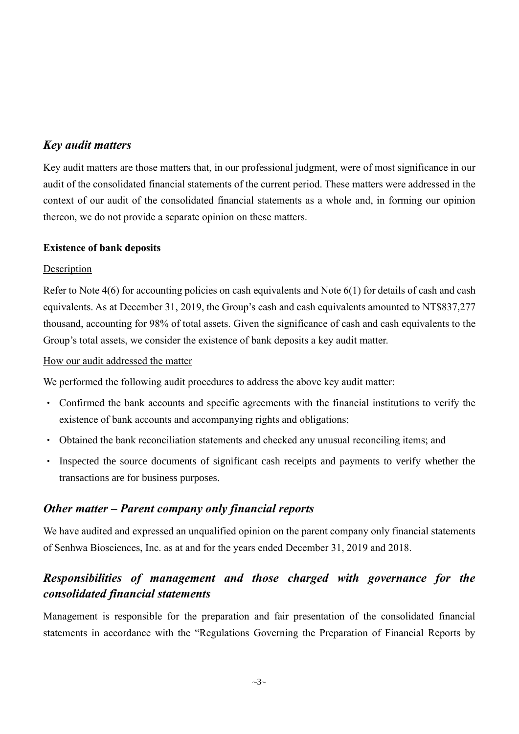## *Key audit matters*

Key audit matters are those matters that, in our professional judgment, were of most significance in our audit of the consolidated financial statements of the current period. These matters were addressed in the context of our audit of the consolidated financial statements as a whole and, in forming our opinion thereon, we do not provide a separate opinion on these matters.

### Existence of bank deposits

Description

Refer to Note 4(6) for accounting policies on cash equivalents and Note 6(1) for details of cash and cash equivalents. As at December 31, 2019, the Group's cash and cash equivalents amounted to NT$837,277 thousand, accounting for 98% of total assets. Given the significance of cash and cash equivalents to the Group's total assets, we consider the existence of bank deposits a key audit matter.

How our audit addressed the matter

We performed the following audit procedures to address the above key audit matter:

- Confirmed the bank accounts and specific agreements with the financial institutions to verify the existence of bank accounts and accompanying rights and obligations;
- Obtained the bank reconciliation statements and checked any unusual reconciling items; and
- Inspected the source documents of significant cash receipts and payments to verify whether the transactions are for business purposes.

## *Other matter – Parent company only financial reports*

We have audited and expressed an unqualified opinion on the parent company only financial statements of Senhwa Biosciences, Inc. as at and for the years ended December 31, 2019 and 2018.

## *Responsibilities of management and those charged with governance for the consolidated financial statements*

Management is responsible for the preparation and fair presentation of the consolidated financial statements in accordance with the "Regulations Governing the Preparation of Financial Reports by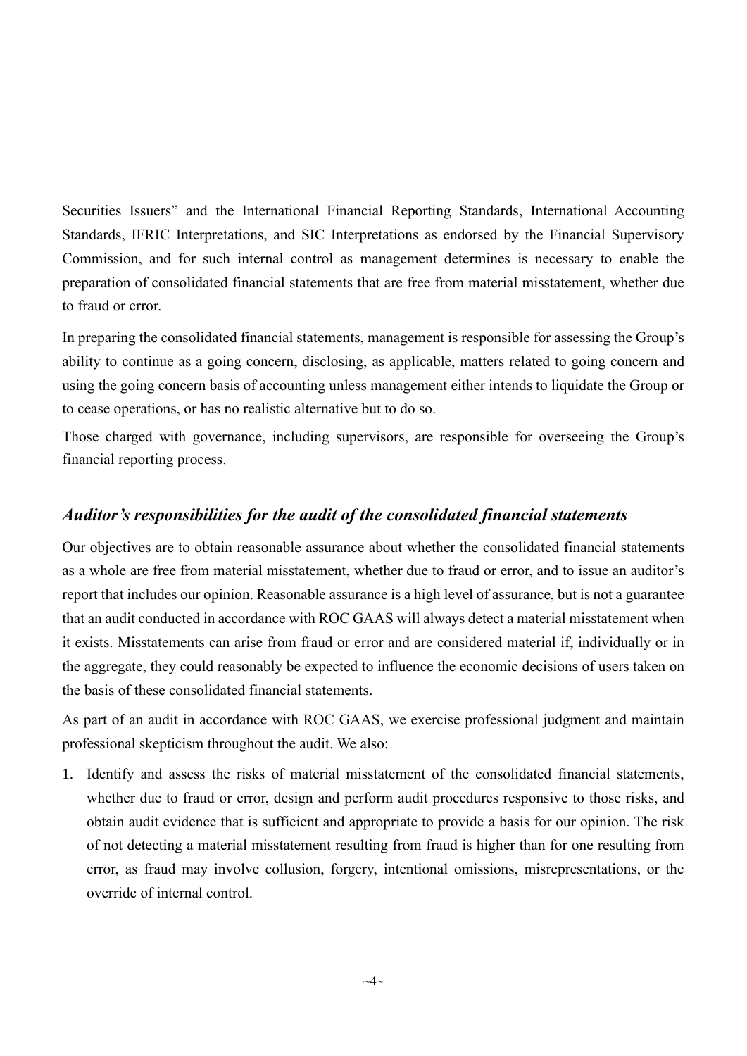Securities Issuers" and the International Financial Reporting Standards, International Accounting Standards, IFRIC Interpretations, and SIC Interpretations as endorsed by the Financial Supervisory Commission, and for such internal control as management determines is necessary to enable the preparation of consolidated financial statements that are free from material misstatement, whether due to fraud or error.

In preparing the consolidated financial statements, management is responsible for assessing the Group's ability to continue as a going concern, disclosing, as applicable, matters related to going concern and using the going concern basis of accounting unless management either intends to liquidate the Group or to cease operations, or has no realistic alternative but to do so.

Those charged with governance, including supervisors, are responsible for overseeing the Group's financial reporting process.

## *Auditor's responsibilities for the audit of the consolidated financial statements*

Our objectives are to obtain reasonable assurance about whether the consolidated financial statements as a whole are free from material misstatement, whether due to fraud or error, and to issue an auditor's report that includes our opinion. Reasonable assurance is a high level of assurance, but is not a guarantee that an audit conducted in accordance with ROC GAAS will always detect a material misstatement when it exists. Misstatements can arise from fraud or error and are considered material if, individually or in the aggregate, they could reasonably be expected to influence the economic decisions of users taken on the basis of these consolidated financial statements.

As part of an audit in accordance with ROC GAAS, we exercise professional judgment and maintain professional skepticism throughout the audit. We also:

1. Identify and assess the risks of material misstatement of the consolidated financial statements, whether due to fraud or error, design and perform audit procedures responsive to those risks, and obtain audit evidence that is sufficient and appropriate to provide a basis for our opinion. The risk of not detecting a material misstatement resulting from fraud is higher than for one resulting from error, as fraud may involve collusion, forgery, intentional omissions, misrepresentations, or the override of internal control.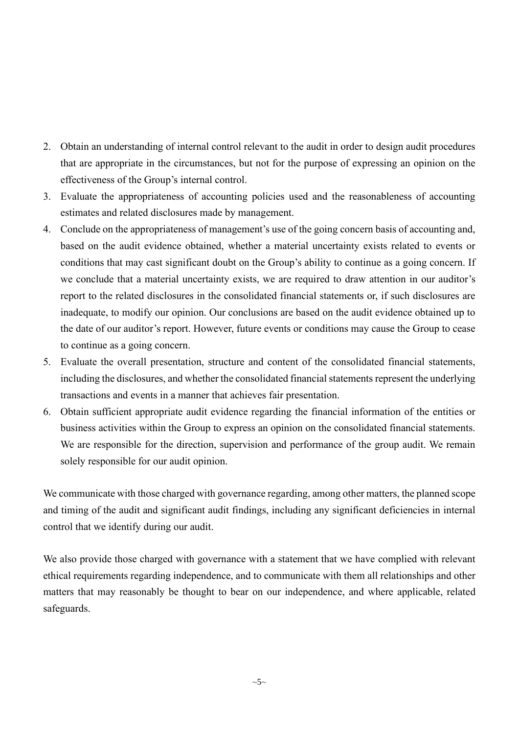2. Obtain an understanding of internal control relevant to the audit in order to design audit procedures that are appropriate in the circumstances, but not for the purpose of expressing an opinion on the effectiveness of the Group's internal control.
3. Evaluate the appropriateness of accounting policies used and the reasonableness of accounting estimates and related disclosures made by management.
4. Conclude on the appropriateness of management's use of the going concern basis of accounting and, based on the audit evidence obtained, whether a material uncertainty exists related to events or conditions that may cast significant doubt on the Group's ability to continue as a going concern. If we conclude that a material uncertainty exists, we are required to draw attention in our auditor's report to the related disclosures in the consolidated financial statements or, if such disclosures are inadequate, to modify our opinion. Our conclusions are based on the audit evidence obtained up to the date of our auditor's report. However, future events or conditions may cause the Group to cease to continue as a going concern.
5. Evaluate the overall presentation, structure and content of the consolidated financial statements, including the disclosures, and whether the consolidated financial statements represent the underlying transactions and events in a manner that achieves fair presentation.
6. Obtain sufficient appropriate audit evidence regarding the financial information of the entities or business activities within the Group to express an opinion on the consolidated financial statements. We are responsible for the direction, supervision and performance of the group audit. We remain solely responsible for our audit opinion.

We communicate with those charged with governance regarding, among other matters, the planned scope and timing of the audit and significant audit findings, including any significant deficiencies in internal control that we identify during our audit.

We also provide those charged with governance with a statement that we have complied with relevant ethical requirements regarding independence, and to communicate with them all relationships and other matters that may reasonably be thought to bear on our independence, and where applicable, related safeguards.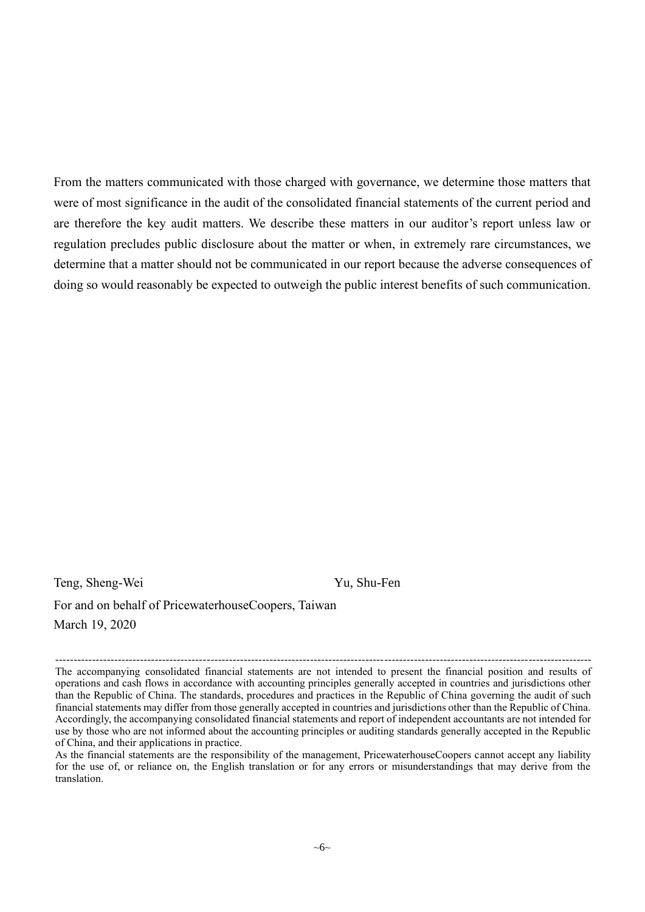From the matters communicated with those charged with governance, we determine those matters that were of most significance in the audit of the consolidated financial statements of the current period and are therefore the key audit matters. We describe these matters in our auditor's report unless law or regulation precludes public disclosure about the matter or when, in extremely rare circumstances, we determine that a matter should not be communicated in our report because the adverse consequences of doing so would reasonably be expected to outweigh the public interest benefits of such communication.

Teng, Sheng-Wei                                        Yu, Shu-Fen

For and on behalf of PricewaterhouseCoopers, Taiwan

March 19, 2020

---

The accompanying consolidated financial statements are not intended to present the financial position and results of operations and cash flows in accordance with accounting principles generally accepted in countries and jurisdictions other than the Republic of China. The standards, procedures and practices in the Republic of China governing the audit of such financial statements may differ from those generally accepted in countries and jurisdictions other than the Republic of China. Accordingly, the accompanying consolidated financial statements and report of independent accountants are not intended for use by those who are not informed about the accounting principles or auditing standards generally accepted in the Republic of China, and their applications in practice.

As the financial statements are the responsibility of the management, PricewaterhouseCoopers cannot accept any liability for the use of, or reliance on, the English translation or for any errors or misunderstandings that may derive from the translation.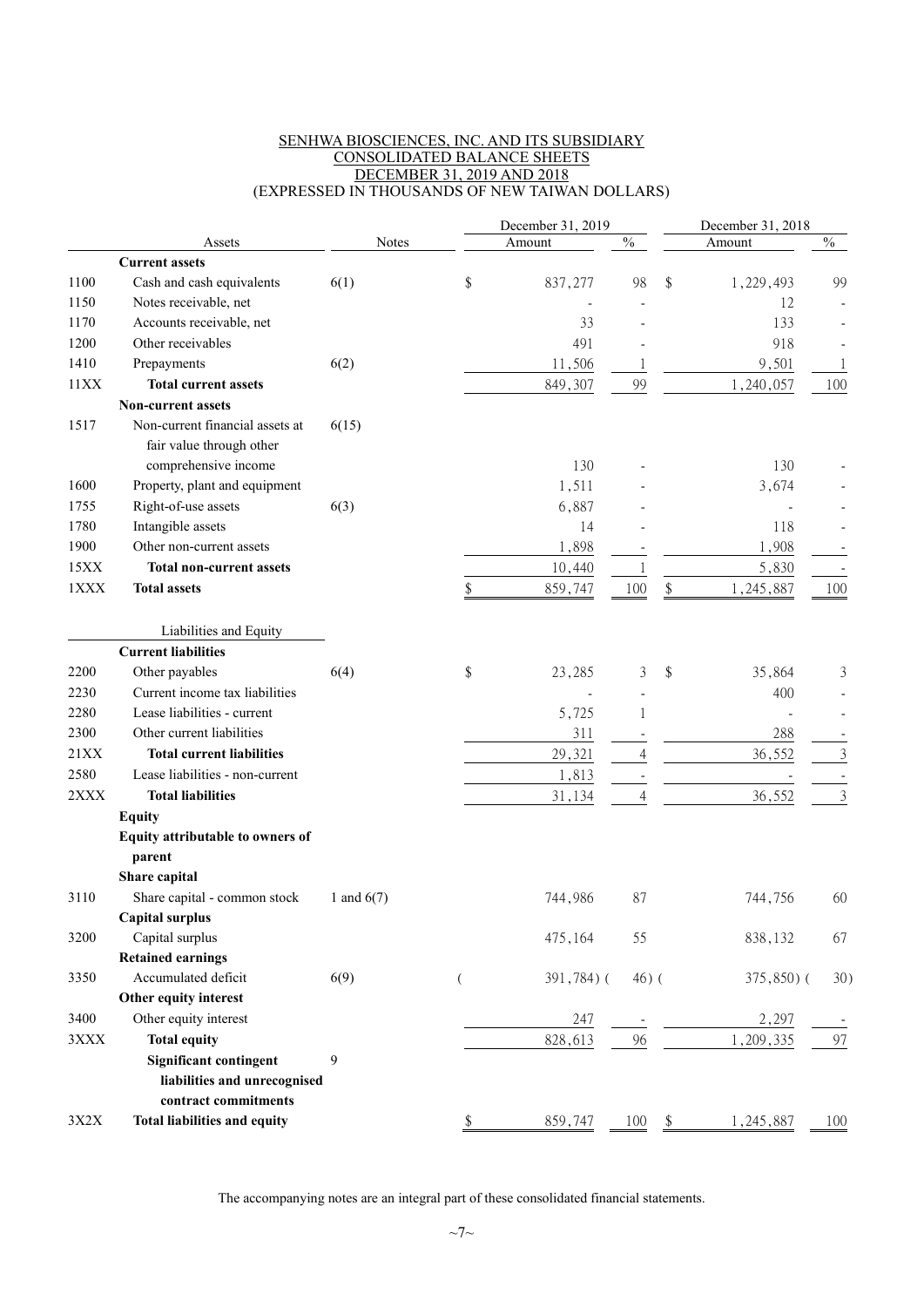SENHWA BIOSCIENCES, INC. AND ITS SUBSIDIARY
CONSOLIDATED BALANCE SHEETS
DECEMBER 31, 2019 AND 2018
(EXPRESSED IN THOUSANDS OF NEW TAIWAN DOLLARS)

| | | | December 31, 2019 | | December 31, 2018 | |
|---|---|---|---|---|---|---|
| | Assets | Notes | Amount | % | Amount | % |
| | **Current assets** | | | | | |
| 1100 | Cash and cash equivalents | 6(1) | $ 837,277 | 98 | $ 1,229,493 | 99 |
| 1150 | Notes receivable, net | | - | - | 12 | - |
| 1170 | Accounts receivable, net | | 33 | - | 133 | - |
| 1200 | Other receivables | | 491 | - | 918 | - |
| 1410 | Prepayments | 6(2) | 11,506 | 1 | 9,501 | 1 |
| 11XX | **Total current assets** | | 849,307 | 99 | 1,240,057 | 100 |
| | **Non-current assets** | | | | | |
| 1517 | Non-current financial assets at fair value through other comprehensive income | 6(15) | 130 | - | 130 | - |
| 1600 | Property, plant and equipment | | 1,511 | - | 3,674 | - |
| 1755 | Right-of-use assets | 6(3) | 6,887 | - | - | - |
| 1780 | Intangible assets | | 14 | - | 118 | - |
| 1900 | Other non-current assets | | 1,898 | - | 1,908 | - |
| 15XX | **Total non-current assets** | | 10,440 | 1 | 5,830 | - |
| 1XXX | **Total assets** | | $ 859,747 | 100 | $ 1,245,887 | 100 |
| | Liabilities and Equity | | | | | |
| | **Current liabilities** | | | | | |
| 2200 | Other payables | 6(4) | $ 23,285 | 3 | $ 35,864 | 3 |
| 2230 | Current income tax liabilities | | - | - | 400 | - |
| 2280 | Lease liabilities - current | | 5,725 | 1 | - | - |
| 2300 | Other current liabilities | | 311 | - | 288 | - |
| 21XX | **Total current liabilities** | | 29,321 | 4 | 36,552 | 3 |
| 2580 | Lease liabilities - non-current | | 1,813 | - | - | - |
| 2XXX | **Total liabilities** | | 31,134 | 4 | 36,552 | 3 |
| | **Equity** | | | | | |
| | **Equity attributable to owners of parent** | | | | | |
| | **Share capital** | | | | | |
| 3110 | Share capital - common stock | 1 and 6(7) | 744,986 | 87 | 744,756 | 60 |
| | **Capital surplus** | | | | | |
| 3200 | Capital surplus | | 475,164 | 55 | 838,132 | 67 |
| | **Retained earnings** | | | | | |
| 3350 | Accumulated deficit | 6(9) | ( 391,784) | ( 46) | ( 375,850) | ( 30) |
| | **Other equity interest** | | | | | |
| 3400 | Other equity interest | | 247 | - | 2,297 | - |
| 3XXX | **Total equity** | | 828,613 | 96 | 1,209,335 | 97 |
| | **Significant contingent liabilities and unrecognised contract commitments** | 9 | | | | |
| 3X2X | **Total liabilities and equity** | | $ 859,747 | 100 | $ 1,245,887 | 100 |

The accompanying notes are an integral part of these consolidated financial statements.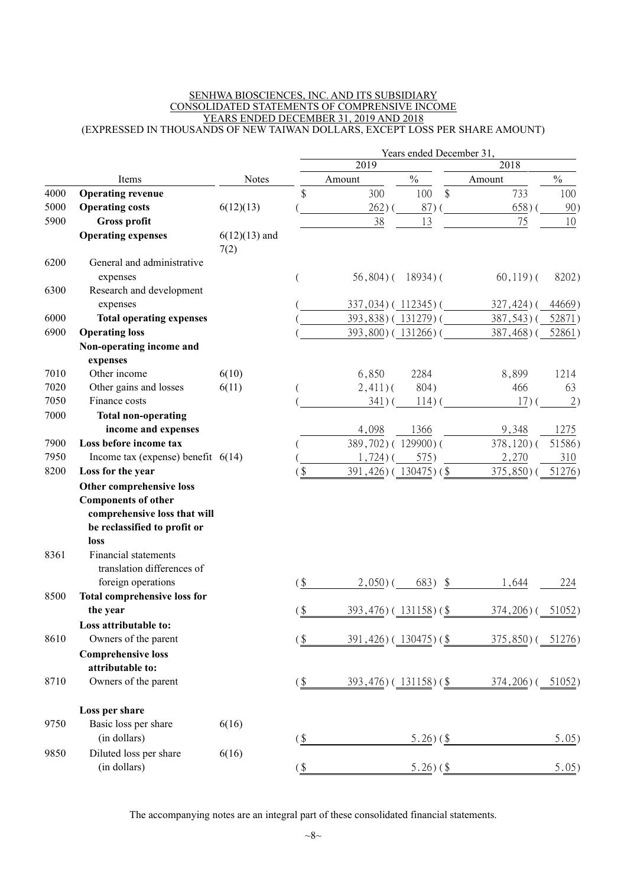SENHWA BIOSCIENCES, INC. AND ITS SUBSIDIARY
CONSOLIDATED STATEMENTS OF COMPRENSIVE INCOME
YEARS ENDED DECEMBER 31, 2019 AND 2018
(EXPRESSED IN THOUSANDS OF NEW TAIWAN DOLLARS, EXCEPT LOSS PER SHARE AMOUNT)

| | Items | Notes | 2019 Amount | 2019 % | 2018 Amount | 2018 % |
|---|---|---|---|---|---|---|
| 4000 | **Operating revenue** | | $ 300 | 100 | $ 733 | 100 |
| 5000 | **Operating costs** | 6(12)(13) | ( 262) | ( 87) | ( 658) | ( 90) |
| 5900 | **Gross profit** | | 38 | 13 | 75 | 10 |
| | **Operating expenses** | 6(12)(13) and 7(2) | | | | |
| 6200 | General and administrative expenses | | ( 56,804) | ( 18934) | ( 60,119) | ( 8202) |
| 6300 | Research and development expenses | | ( 337,034) | ( 112345) | ( 327,424) | ( 44669) |
| 6000 | **Total operating expenses** | | ( 393,838) | ( 131279) | ( 387,543) | ( 52871) |
| 6900 | **Operating loss** | | ( 393,800) | ( 131266) | ( 387,468) | ( 52861) |
| | **Non-operating income and expenses** | | | | | |
| 7010 | Other income | 6(10) | 6,850 | 2284 | 8,899 | 1214 |
| 7020 | Other gains and losses | 6(11) | ( 2,411) | ( 804) | 466 | 63 |
| 7050 | Finance costs | | ( 341) | ( 114) | ( 17) | ( 2) |
| 7000 | **Total non-operating income and expenses** | | 4,098 | 1366 | 9,348 | 1275 |
| 7900 | **Loss before income tax** | | ( 389,702) | ( 129900) | ( 378,120) | ( 51586) |
| 7950 | Income tax (expense) benefit | 6(14) | ( 1,724) | ( 575) | 2,270 | 310 |
| 8200 | **Loss for the year** | | ($ 391,426) | ( 130475) | ($ 375,850) | ( 51276) |
| | **Other comprehensive loss** | | | | | |
| | **Components of other comprehensive loss that will be reclassified to profit or loss** | | | | | |
| 8361 | Financial statements translation differences of foreign operations | | ($ 2,050) | ( 683) | $ 1,644 | 224 |
| 8500 | **Total comprehensive loss for the year** | | ($ 393,476) | ( 131158) | ($ 374,206) | ( 51052) |
| | **Loss attributable to:** | | | | | |
| 8610 | Owners of the parent | | ($ 391,426) | ( 130475) | ($ 375,850) | ( 51276) |
| | **Comprehensive loss attributable to:** | | | | | |
| 8710 | Owners of the parent | | ($ 393,476) | ( 131158) | ($ 374,206) | ( 51052) |
| | **Loss per share** | | | | | |
| 9750 | Basic loss per share (in dollars) | 6(16) | ($ | 5.26) | ($ | 5.05) |
| 9850 | Diluted loss per share (in dollars) | 6(16) | ($ | 5.26) | ($ | 5.05) |

The accompanying notes are an integral part of these consolidated financial statements.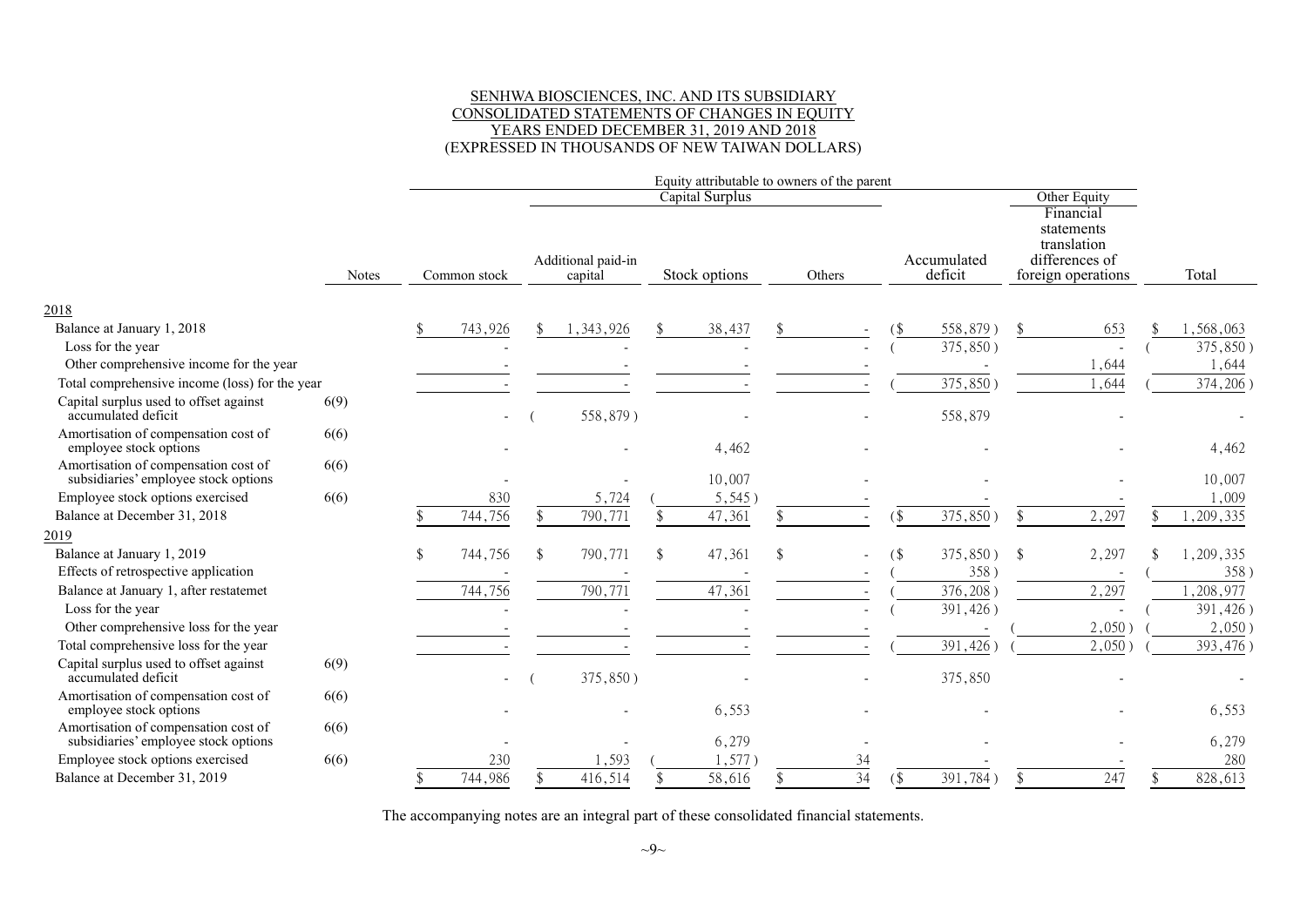SENHWA BIOSCIENCES, INC. AND ITS SUBSIDIARY
CONSOLIDATED STATEMENTS OF CHANGES IN EQUITY
YEARS ENDED DECEMBER 31, 2019 AND 2018
(EXPRESSED IN THOUSANDS OF NEW TAIWAN DOLLARS)

| | | Equity attributable to owners of the parent | | | | | | |
|---|---|---|---|---|---|---|---|---|
| | | | Capital Surplus | | | | Other Equity | |
| | Notes | Common stock | Additional paid-in capital | Stock options | Others | Accumulated deficit | Financial statements translation differences of foreign operations | Total |
| **2018** | | | | | | | | |
| Balance at January 1, 2018 | | $ 743,926 | $ 1,343,926 | $ 38,437 | $ - | ($ 558,879) | $ 653 | $ 1,568,063 |
| Loss for the year | | - | - | - | - | ( 375,850) | - | ( 375,850) |
| Other comprehensive income for the year | | - | - | - | - | - | 1,644 | 1,644 |
| Total comprehensive income (loss) for the year | | - | - | - | - | ( 375,850) | 1,644 | ( 374,206) |
| Capital surplus used to offset against accumulated deficit | 6(9) | - | ( 558,879) | - | - | 558,879 | - | - |
| Amortisation of compensation cost of employee stock options | 6(6) | - | - | 4,462 | - | - | - | 4,462 |
| Amortisation of compensation cost of subsidiaries' employee stock options | 6(6) | - | - | 10,007 | - | - | - | 10,007 |
| Employee stock options exercised | 6(6) | 830 | 5,724 | ( 5,545) | - | - | - | 1,009 |
| Balance at December 31, 2018 | | $ 744,756 | $ 790,771 | $ 47,361 | $ - | ($ 375,850) | $ 2,297 | $ 1,209,335 |
| **2019** | | | | | | | | |
| Balance at January 1, 2019 | | $ 744,756 | $ 790,771 | $ 47,361 | $ - | ($ 375,850) | $ 2,297 | $ 1,209,335 |
| Effects of retrospective application | | - | - | - | - | ( 358) | - | ( 358) |
| Balance at January 1, after restatemet | | 744,756 | 790,771 | 47,361 | - | ( 376,208) | 2,297 | 1,208,977 |
| Loss for the year | | - | - | - | - | ( 391,426) | - | ( 391,426) |
| Other comprehensive loss for the year | | - | - | - | - | - | ( 2,050) | ( 2,050) |
| Total comprehensive loss for the year | | - | - | - | - | ( 391,426) | ( 2,050) | ( 393,476) |
| Capital surplus used to offset against accumulated deficit | 6(9) | - | ( 375,850) | - | - | 375,850 | - | - |
| Amortisation of compensation cost of employee stock options | 6(6) | - | - | 6,553 | - | - | - | 6,553 |
| Amortisation of compensation cost of subsidiaries' employee stock options | 6(6) | - | - | 6,279 | - | - | - | 6,279 |
| Employee stock options exercised | 6(6) | 230 | 1,593 | ( 1,577) | 34 | - | - | 280 |
| Balance at December 31, 2019 | | $ 744,986 | $ 416,514 | $ 58,616 | $ 34 | ($ 391,784) | $ 247 | $ 828,613 |

The accompanying notes are an integral part of these consolidated financial statements.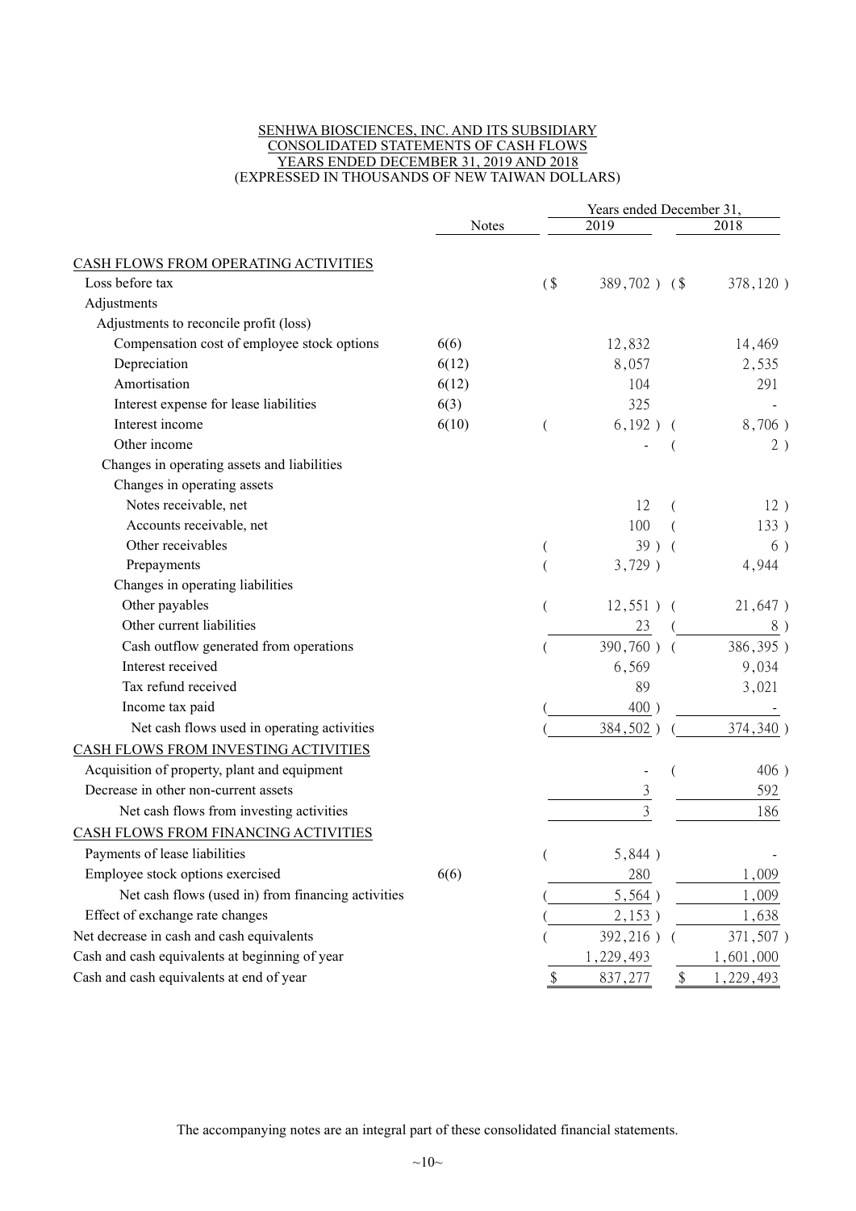SENHWA BIOSCIENCES, INC. AND ITS SUBSIDIARY
CONSOLIDATED STATEMENTS OF CASH FLOWS
YEARS ENDED DECEMBER 31, 2019 AND 2018
(EXPRESSED IN THOUSANDS OF NEW TAIWAN DOLLARS)

| | Notes | Years ended December 31, 2019 | 2018 |
|---|---|---|---|
| CASH FLOWS FROM OPERATING ACTIVITIES | | | |
| Loss before tax | | ($ 389,702 ) | ($ 378,120 ) |
| Adjustments | | | |
| Adjustments to reconcile profit (loss) | | | |
| Compensation cost of employee stock options | 6(6) | 12,832 | 14,469 |
| Depreciation | 6(12) | 8,057 | 2,535 |
| Amortisation | 6(12) | 104 | 291 |
| Interest expense for lease liabilities | 6(3) | 325 | - |
| Interest income | 6(10) | ( 6,192 ) | ( 8,706 ) |
| Other income | | - | ( 2 ) |
| Changes in operating assets and liabilities | | | |
| Changes in operating assets | | | |
| Notes receivable, net | | 12 | ( 12 ) |
| Accounts receivable, net | | 100 | ( 133 ) |
| Other receivables | | ( 39 ) | ( 6 ) |
| Prepayments | | ( 3,729 ) | 4,944 |
| Changes in operating liabilities | | | |
| Other payables | | ( 12,551 ) | ( 21,647 ) |
| Other current liabilities | | 23 | ( 8 ) |
| Cash outflow generated from operations | | ( 390,760 ) | ( 386,395 ) |
| Interest received | | 6,569 | 9,034 |
| Tax refund received | | 89 | 3,021 |
| Income tax paid | | ( 400 ) | - |
| Net cash flows used in operating activities | | ( 384,502 ) | ( 374,340 ) |
| CASH FLOWS FROM INVESTING ACTIVITIES | | | |
| Acquisition of property, plant and equipment | | - | ( 406 ) |
| Decrease in other non-current assets | | 3 | 592 |
| Net cash flows from investing activities | | 3 | 186 |
| CASH FLOWS FROM FINANCING ACTIVITIES | | | |
| Payments of lease liabilities | | ( 5,844 ) | - |
| Employee stock options exercised | 6(6) | 280 | 1,009 |
| Net cash flows (used in) from financing activities | | ( 5,564 ) | 1,009 |
| Effect of exchange rate changes | | ( 2,153 ) | 1,638 |
| Net decrease in cash and cash equivalents | | ( 392,216 ) | ( 371,507 ) |
| Cash and cash equivalents at beginning of year | | 1,229,493 | 1,601,000 |
| Cash and cash equivalents at end of year | | $ 837,277 | $ 1,229,493 |

The accompanying notes are an integral part of these consolidated financial statements.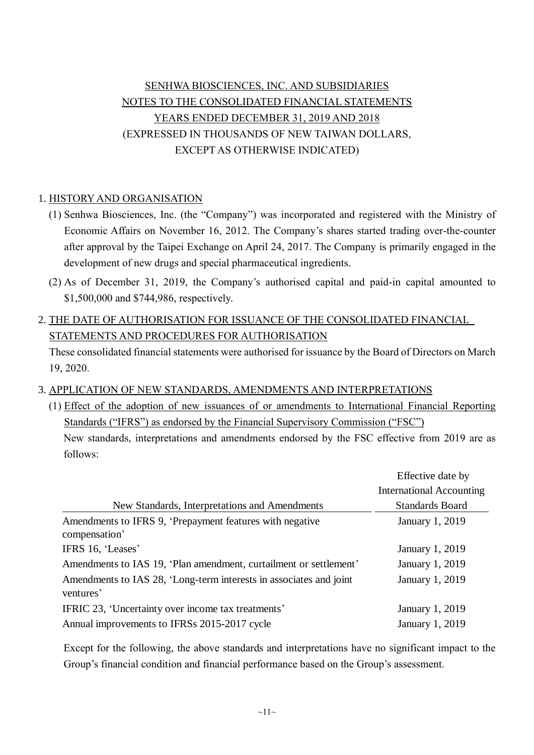# SENHWA BIOSCIENCES, INC. AND SUBSIDIARIES
# NOTES TO THE CONSOLIDATED FINANCIAL STATEMENTS
# YEARS ENDED DECEMBER 31, 2019 AND 2018
(EXPRESSED IN THOUSANDS OF NEW TAIWAN DOLLARS,
EXCEPT AS OTHERWISE INDICATED)

## 1. HISTORY AND ORGANISATION

(1) Senhwa Biosciences, Inc. (the "Company") was incorporated and registered with the Ministry of Economic Affairs on November 16, 2012. The Company's shares started trading over-the-counter after approval by the Taipei Exchange on April 24, 2017. The Company is primarily engaged in the development of new drugs and special pharmaceutical ingredients.

(2) As of December 31, 2019, the Company's authorised capital and paid-in capital amounted to $1,500,000 and $744,986, respectively.

## 2. THE DATE OF AUTHORISATION FOR ISSUANCE OF THE CONSOLIDATED FINANCIAL STATEMENTS AND PROCEDURES FOR AUTHORISATION

These consolidated financial statements were authorised for issuance by the Board of Directors on March 19, 2020.

## 3. APPLICATION OF NEW STANDARDS, AMENDMENTS AND INTERPRETATIONS

(1) Effect of the adoption of new issuances of or amendments to International Financial Reporting Standards ("IFRS") as endorsed by the Financial Supervisory Commission ("FSC")

New standards, interpretations and amendments endorsed by the FSC effective from 2019 are as follows:

| New Standards, Interpretations and Amendments | Effective date by International Accounting Standards Board |
|---|---|
| Amendments to IFRS 9, 'Prepayment features with negative compensation' | January 1, 2019 |
| IFRS 16, 'Leases' | January 1, 2019 |
| Amendments to IAS 19, 'Plan amendment, curtailment or settlement' | January 1, 2019 |
| Amendments to IAS 28, 'Long-term interests in associates and joint ventures' | January 1, 2019 |
| IFRIC 23, 'Uncertainty over income tax treatments' | January 1, 2019 |
| Annual improvements to IFRSs 2015-2017 cycle | January 1, 2019 |

Except for the following, the above standards and interpretations have no significant impact to the Group's financial condition and financial performance based on the Group's assessment.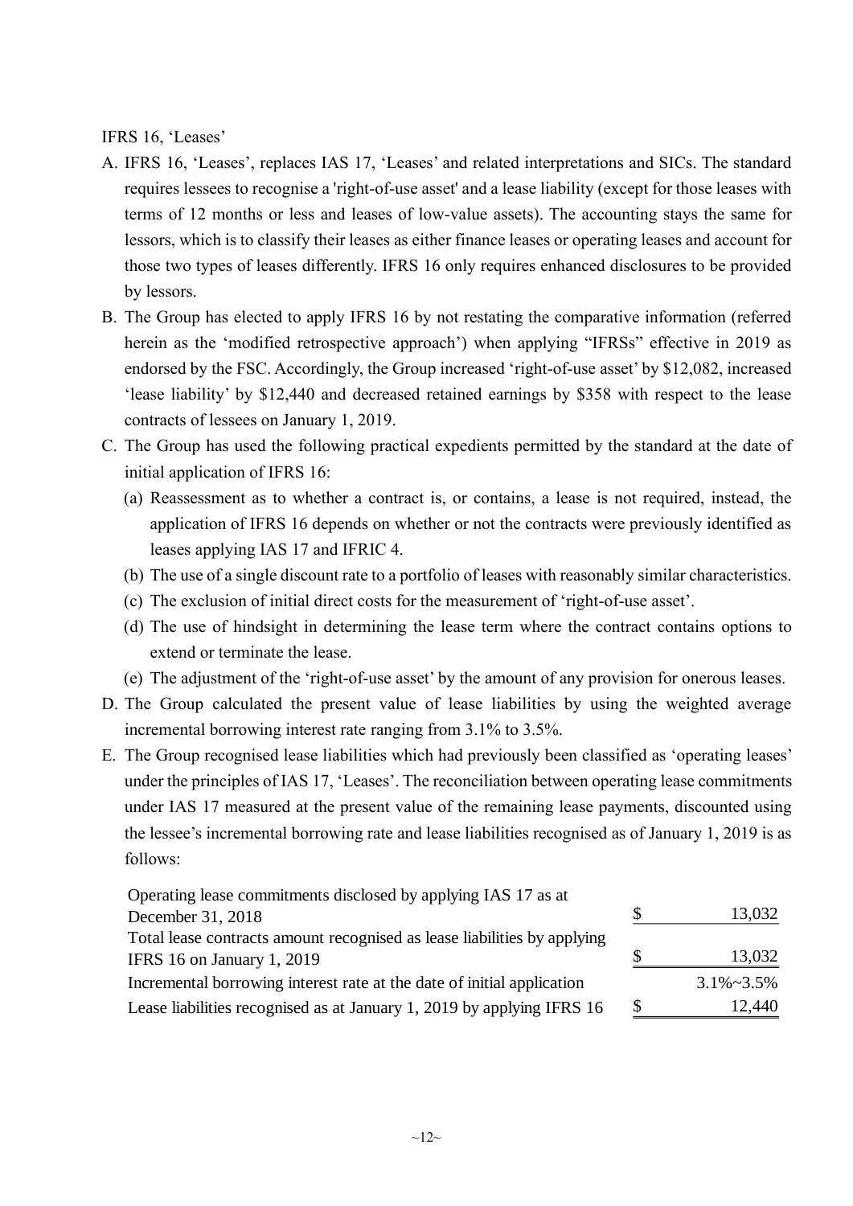IFRS 16, 'Leases'

A. IFRS 16, 'Leases', replaces IAS 17, 'Leases' and related interpretations and SICs. The standard requires lessees to recognise a 'right-of-use asset' and a lease liability (except for those leases with terms of 12 months or less and leases of low-value assets). The accounting stays the same for lessors, which is to classify their leases as either finance leases or operating leases and account for those two types of leases differently. IFRS 16 only requires enhanced disclosures to be provided by lessors.

B. The Group has elected to apply IFRS 16 by not restating the comparative information (referred herein as the 'modified retrospective approach') when applying "IFRSs" effective in 2019 as endorsed by the FSC. Accordingly, the Group increased 'right-of-use asset' by $12,082, increased 'lease liability' by $12,440 and decreased retained earnings by $358 with respect to the lease contracts of lessees on January 1, 2019.

C. The Group has used the following practical expedients permitted by the standard at the date of initial application of IFRS 16:
   - (a) Reassessment as to whether a contract is, or contains, a lease is not required, instead, the application of IFRS 16 depends on whether or not the contracts were previously identified as leases applying IAS 17 and IFRIC 4.
   - (b) The use of a single discount rate to a portfolio of leases with reasonably similar characteristics.
   - (c) The exclusion of initial direct costs for the measurement of 'right-of-use asset'.
   - (d) The use of hindsight in determining the lease term where the contract contains options to extend or terminate the lease.
   - (e) The adjustment of the 'right-of-use asset' by the amount of any provision for onerous leases.

D. The Group calculated the present value of lease liabilities by using the weighted average incremental borrowing interest rate ranging from 3.1% to 3.5%.

E. The Group recognised lease liabilities which had previously been classified as 'operating leases' under the principles of IAS 17, 'Leases'. The reconciliation between operating lease commitments under IAS 17 measured at the present value of the remaining lease payments, discounted using the lessee's incremental borrowing rate and lease liabilities recognised as of January 1, 2019 is as follows:

| | | |
|---|---|---|
| Operating lease commitments disclosed by applying IAS 17 as at December 31, 2018 | $ | 13,032 |
| Total lease contracts amount recognised as lease liabilities by applying IFRS 16 on January 1, 2019 | $ | 13,032 |
| Incremental borrowing interest rate at the date of initial application | | 3.1%~3.5% |
| Lease liabilities recognised as at January 1, 2019 by applying IFRS 16 | $ | 12,440 |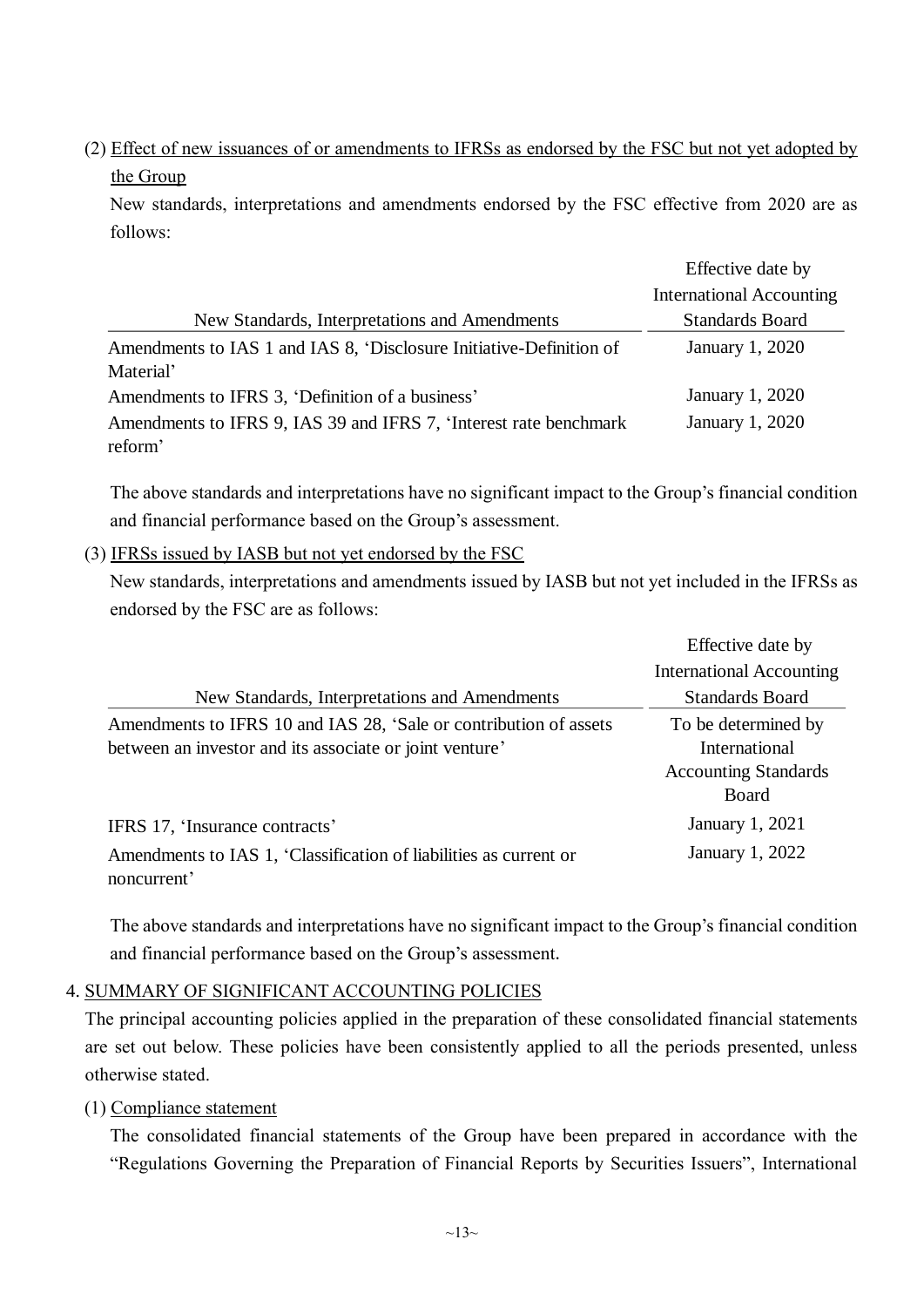(2) Effect of new issuances of or amendments to IFRSs as endorsed by the FSC but not yet adopted by the Group

New standards, interpretations and amendments endorsed by the FSC effective from 2020 are as follows:

| New Standards, Interpretations and Amendments | Effective date by International Accounting Standards Board |
|---|---|
| Amendments to IAS 1 and IAS 8, 'Disclosure Initiative-Definition of Material' | January 1, 2020 |
| Amendments to IFRS 3, 'Definition of a business' | January 1, 2020 |
| Amendments to IFRS 9, IAS 39 and IFRS 7, 'Interest rate benchmark reform' | January 1, 2020 |

The above standards and interpretations have no significant impact to the Group's financial condition and financial performance based on the Group's assessment.

(3) IFRSs issued by IASB but not yet endorsed by the FSC

New standards, interpretations and amendments issued by IASB but not yet included in the IFRSs as endorsed by the FSC are as follows:

| New Standards, Interpretations and Amendments | Effective date by International Accounting Standards Board |
|---|---|
| Amendments to IFRS 10 and IAS 28, 'Sale or contribution of assets between an investor and its associate or joint venture' | To be determined by International Accounting Standards Board |
| IFRS 17, 'Insurance contracts' | January 1, 2021 |
| Amendments to IAS 1, 'Classification of liabilities as current or noncurrent' | January 1, 2022 |

The above standards and interpretations have no significant impact to the Group's financial condition and financial performance based on the Group's assessment.

4. SUMMARY OF SIGNIFICANT ACCOUNTING POLICIES

The principal accounting policies applied in the preparation of these consolidated financial statements are set out below. These policies have been consistently applied to all the periods presented, unless otherwise stated.

(1) Compliance statement

The consolidated financial statements of the Group have been prepared in accordance with the "Regulations Governing the Preparation of Financial Reports by Securities Issuers", International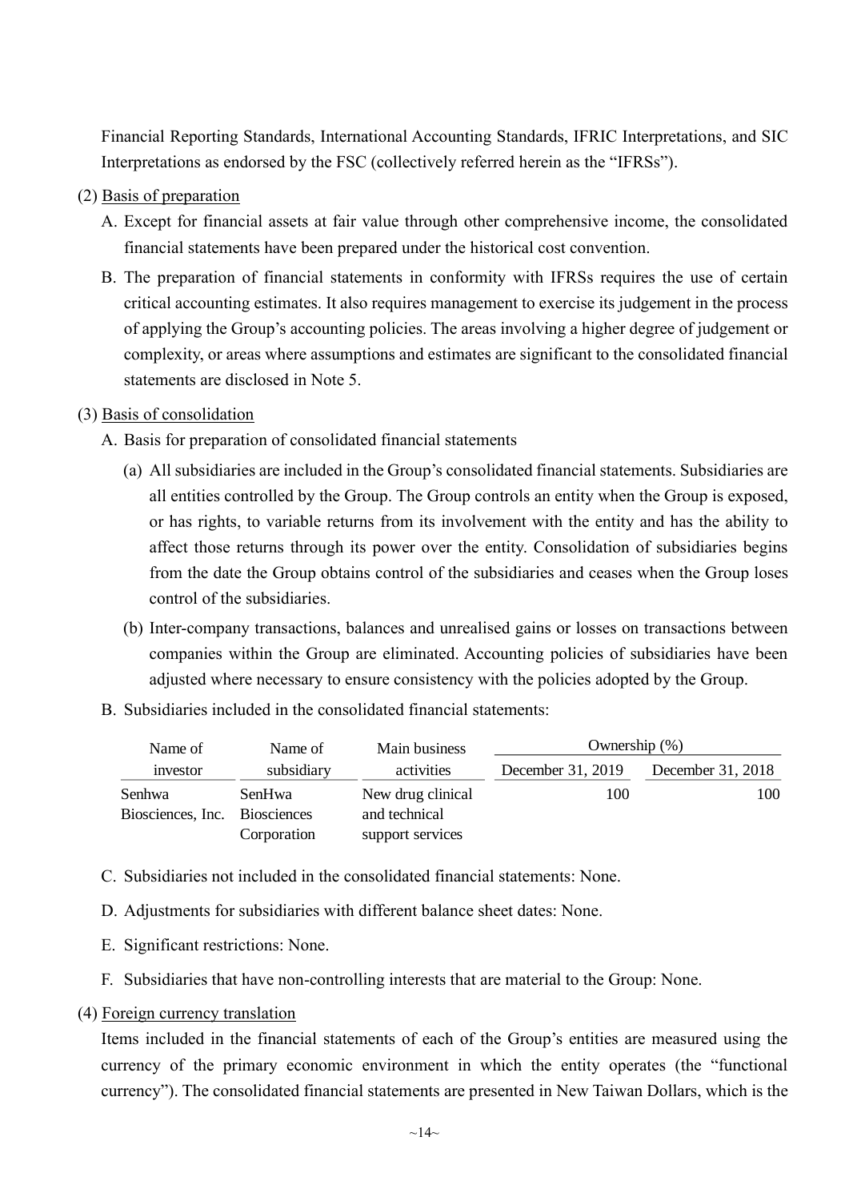Financial Reporting Standards, International Accounting Standards, IFRIC Interpretations, and SIC Interpretations as endorsed by the FSC (collectively referred herein as the "IFRSs").

(2) Basis of preparation

A. Except for financial assets at fair value through other comprehensive income, the consolidated financial statements have been prepared under the historical cost convention.

B. The preparation of financial statements in conformity with IFRSs requires the use of certain critical accounting estimates. It also requires management to exercise its judgement in the process of applying the Group's accounting policies. The areas involving a higher degree of judgement or complexity, or areas where assumptions and estimates are significant to the consolidated financial statements are disclosed in Note 5.

(3) Basis of consolidation

A. Basis for preparation of consolidated financial statements

(a) All subsidiaries are included in the Group's consolidated financial statements. Subsidiaries are all entities controlled by the Group. The Group controls an entity when the Group is exposed, or has rights, to variable returns from its involvement with the entity and has the ability to affect those returns through its power over the entity. Consolidation of subsidiaries begins from the date the Group obtains control of the subsidiaries and ceases when the Group loses control of the subsidiaries.

(b) Inter-company transactions, balances and unrealised gains or losses on transactions between companies within the Group are eliminated. Accounting policies of subsidiaries have been adjusted where necessary to ensure consistency with the policies adopted by the Group.

B. Subsidiaries included in the consolidated financial statements:

| Name of investor | Name of subsidiary | Main business activities | Ownership (%) | |
|---|---|---|---|---|
| | | | December 31, 2019 | December 31, 2018 |
| Senhwa Biosciences, Inc. | SenHwa Biosciences Corporation | New drug clinical and technical support services | 100 | 100 |

C. Subsidiaries not included in the consolidated financial statements: None.

D. Adjustments for subsidiaries with different balance sheet dates: None.

E. Significant restrictions: None.

F. Subsidiaries that have non-controlling interests that are material to the Group: None.

(4) Foreign currency translation

Items included in the financial statements of each of the Group's entities are measured using the currency of the primary economic environment in which the entity operates (the "functional currency"). The consolidated financial statements are presented in New Taiwan Dollars, which is the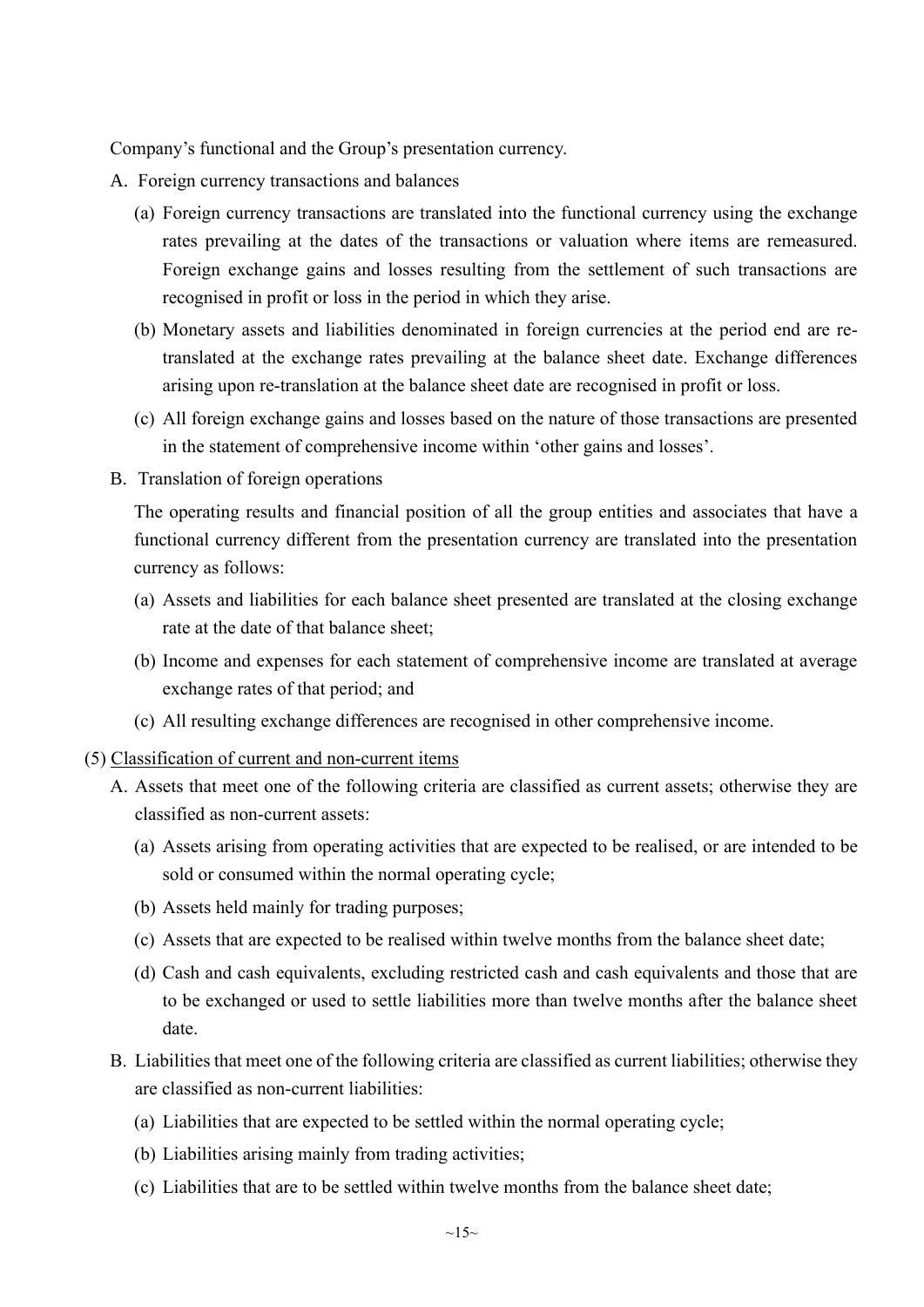Company's functional and the Group's presentation currency.

A. Foreign currency transactions and balances

  (a) Foreign currency transactions are translated into the functional currency using the exchange rates prevailing at the dates of the transactions or valuation where items are remeasured. Foreign exchange gains and losses resulting from the settlement of such transactions are recognised in profit or loss in the period in which they arise.

  (b) Monetary assets and liabilities denominated in foreign currencies at the period end are re-translated at the exchange rates prevailing at the balance sheet date. Exchange differences arising upon re-translation at the balance sheet date are recognised in profit or loss.

  (c) All foreign exchange gains and losses based on the nature of those transactions are presented in the statement of comprehensive income within 'other gains and losses'.

B. Translation of foreign operations

  The operating results and financial position of all the group entities and associates that have a functional currency different from the presentation currency are translated into the presentation currency as follows:

  (a) Assets and liabilities for each balance sheet presented are translated at the closing exchange rate at the date of that balance sheet;

  (b) Income and expenses for each statement of comprehensive income are translated at average exchange rates of that period; and

  (c) All resulting exchange differences are recognised in other comprehensive income.

(5) Classification of current and non-current items

A. Assets that meet one of the following criteria are classified as current assets; otherwise they are classified as non-current assets:

  (a) Assets arising from operating activities that are expected to be realised, or are intended to be sold or consumed within the normal operating cycle;

  (b) Assets held mainly for trading purposes;

  (c) Assets that are expected to be realised within twelve months from the balance sheet date;

  (d) Cash and cash equivalents, excluding restricted cash and cash equivalents and those that are to be exchanged or used to settle liabilities more than twelve months after the balance sheet date.

B. Liabilities that meet one of the following criteria are classified as current liabilities; otherwise they are classified as non-current liabilities:

  (a) Liabilities that are expected to be settled within the normal operating cycle;

  (b) Liabilities arising mainly from trading activities;

  (c) Liabilities that are to be settled within twelve months from the balance sheet date;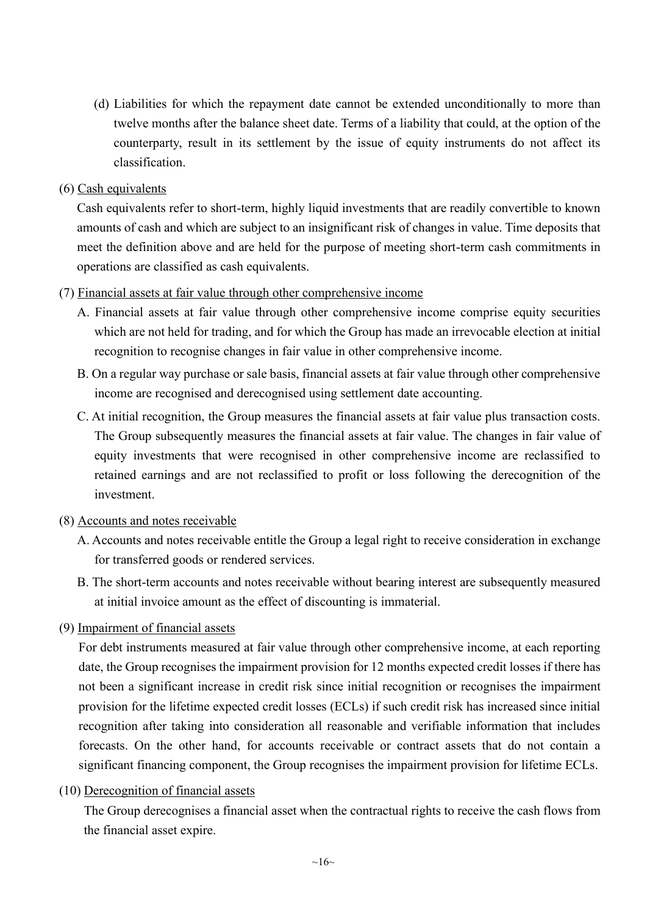(d) Liabilities for which the repayment date cannot be extended unconditionally to more than twelve months after the balance sheet date. Terms of a liability that could, at the option of the counterparty, result in its settlement by the issue of equity instruments do not affect its classification.

(6) Cash equivalents

Cash equivalents refer to short-term, highly liquid investments that are readily convertible to known amounts of cash and which are subject to an insignificant risk of changes in value. Time deposits that meet the definition above and are held for the purpose of meeting short-term cash commitments in operations are classified as cash equivalents.

(7) Financial assets at fair value through other comprehensive income

A. Financial assets at fair value through other comprehensive income comprise equity securities which are not held for trading, and for which the Group has made an irrevocable election at initial recognition to recognise changes in fair value in other comprehensive income.

B. On a regular way purchase or sale basis, financial assets at fair value through other comprehensive income are recognised and derecognised using settlement date accounting.

C. At initial recognition, the Group measures the financial assets at fair value plus transaction costs. The Group subsequently measures the financial assets at fair value. The changes in fair value of equity investments that were recognised in other comprehensive income are reclassified to retained earnings and are not reclassified to profit or loss following the derecognition of the investment.

(8) Accounts and notes receivable

A. Accounts and notes receivable entitle the Group a legal right to receive consideration in exchange for transferred goods or rendered services.

B. The short-term accounts and notes receivable without bearing interest are subsequently measured at initial invoice amount as the effect of discounting is immaterial.

(9) Impairment of financial assets

For debt instruments measured at fair value through other comprehensive income, at each reporting date, the Group recognises the impairment provision for 12 months expected credit losses if there has not been a significant increase in credit risk since initial recognition or recognises the impairment provision for the lifetime expected credit losses (ECLs) if such credit risk has increased since initial recognition after taking into consideration all reasonable and verifiable information that includes forecasts. On the other hand, for accounts receivable or contract assets that do not contain a significant financing component, the Group recognises the impairment provision for lifetime ECLs.

(10) Derecognition of financial assets

The Group derecognises a financial asset when the contractual rights to receive the cash flows from the financial asset expire.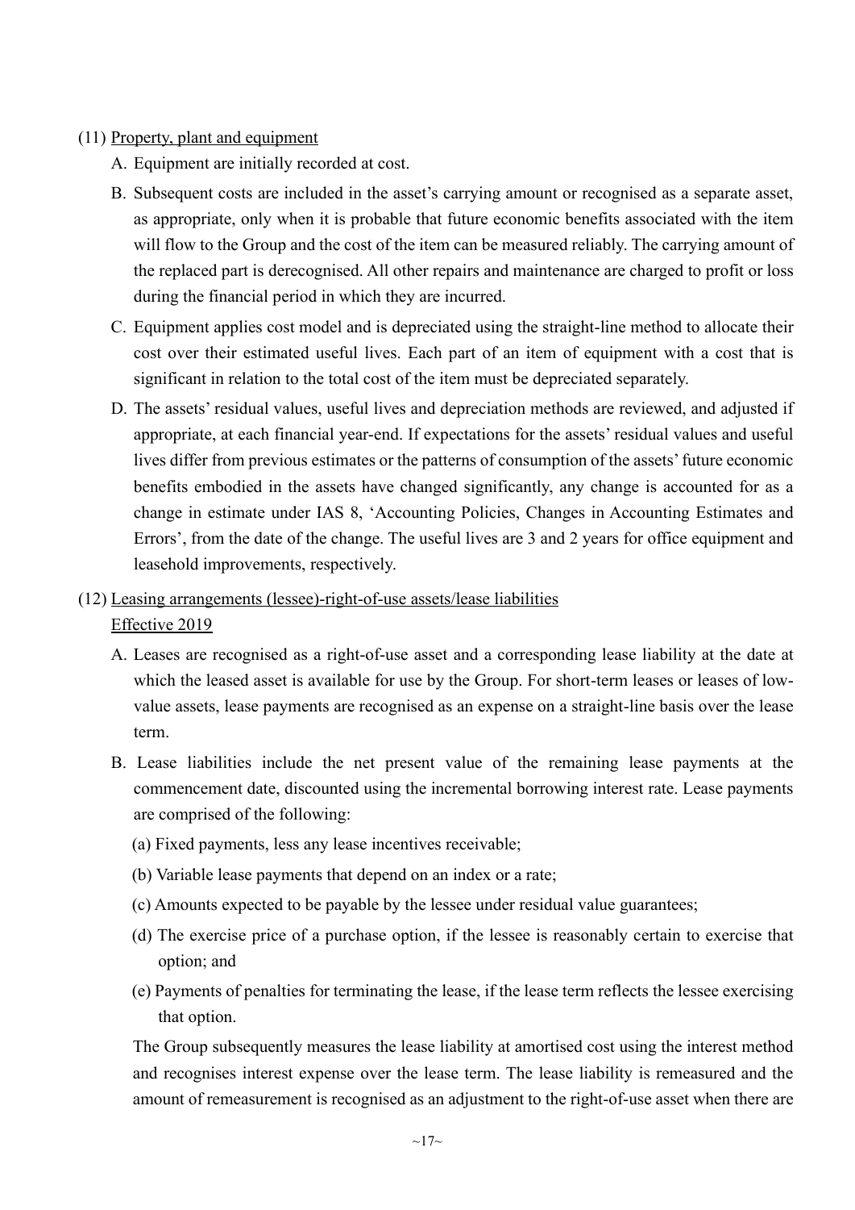(11) Property, plant and equipment

A. Equipment are initially recorded at cost.

B. Subsequent costs are included in the asset's carrying amount or recognised as a separate asset, as appropriate, only when it is probable that future economic benefits associated with the item will flow to the Group and the cost of the item can be measured reliably. The carrying amount of the replaced part is derecognised. All other repairs and maintenance are charged to profit or loss during the financial period in which they are incurred.

C. Equipment applies cost model and is depreciated using the straight-line method to allocate their cost over their estimated useful lives. Each part of an item of equipment with a cost that is significant in relation to the total cost of the item must be depreciated separately.

D. The assets' residual values, useful lives and depreciation methods are reviewed, and adjusted if appropriate, at each financial year-end. If expectations for the assets' residual values and useful lives differ from previous estimates or the patterns of consumption of the assets' future economic benefits embodied in the assets have changed significantly, any change is accounted for as a change in estimate under IAS 8, 'Accounting Policies, Changes in Accounting Estimates and Errors', from the date of the change. The useful lives are 3 and 2 years for office equipment and leasehold improvements, respectively.

(12) Leasing arrangements (lessee)-right-of-use assets/lease liabilities

Effective 2019

A. Leases are recognised as a right-of-use asset and a corresponding lease liability at the date at which the leased asset is available for use by the Group. For short-term leases or leases of low-value assets, lease payments are recognised as an expense on a straight-line basis over the lease term.

B. Lease liabilities include the net present value of the remaining lease payments at the commencement date, discounted using the incremental borrowing interest rate. Lease payments are comprised of the following:

(a) Fixed payments, less any lease incentives receivable;

(b) Variable lease payments that depend on an index or a rate;

(c) Amounts expected to be payable by the lessee under residual value guarantees;

(d) The exercise price of a purchase option, if the lessee is reasonably certain to exercise that option; and

(e) Payments of penalties for terminating the lease, if the lease term reflects the lessee exercising that option.

The Group subsequently measures the lease liability at amortised cost using the interest method and recognises interest expense over the lease term. The lease liability is remeasured and the amount of remeasurement is recognised as an adjustment to the right-of-use asset when there are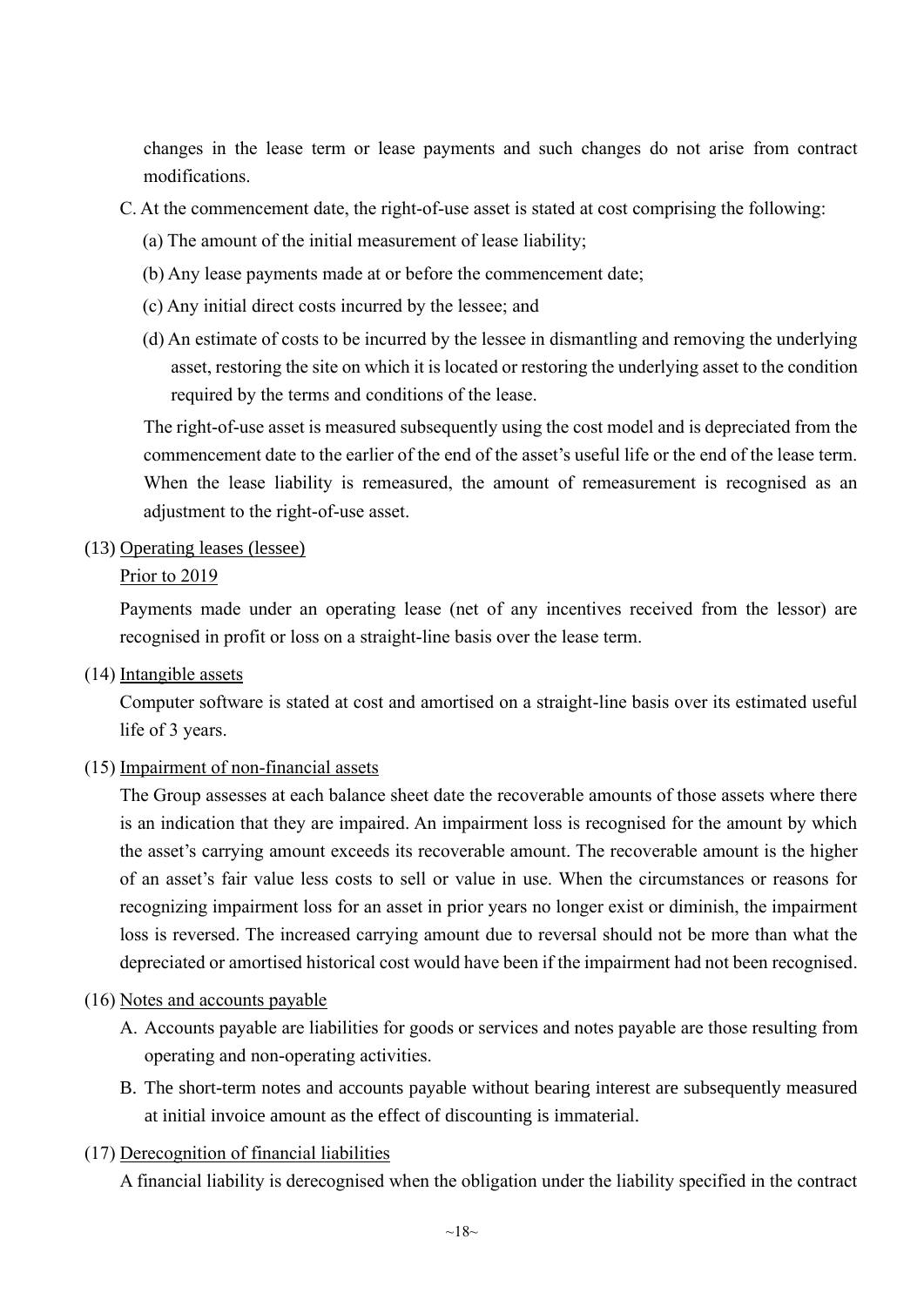changes in the lease term or lease payments and such changes do not arise from contract modifications.

C. At the commencement date, the right-of-use asset is stated at cost comprising the following:

(a) The amount of the initial measurement of lease liability;

(b) Any lease payments made at or before the commencement date;

(c) Any initial direct costs incurred by the lessee; and

(d) An estimate of costs to be incurred by the lessee in dismantling and removing the underlying asset, restoring the site on which it is located or restoring the underlying asset to the condition required by the terms and conditions of the lease.

The right-of-use asset is measured subsequently using the cost model and is depreciated from the commencement date to the earlier of the end of the asset's useful life or the end of the lease term. When the lease liability is remeasured, the amount of remeasurement is recognised as an adjustment to the right-of-use asset.

(13) Operating leases (lessee)

Prior to 2019

Payments made under an operating lease (net of any incentives received from the lessor) are recognised in profit or loss on a straight-line basis over the lease term.

(14) Intangible assets

Computer software is stated at cost and amortised on a straight-line basis over its estimated useful life of 3 years.

(15) Impairment of non-financial assets

The Group assesses at each balance sheet date the recoverable amounts of those assets where there is an indication that they are impaired. An impairment loss is recognised for the amount by which the asset's carrying amount exceeds its recoverable amount. The recoverable amount is the higher of an asset's fair value less costs to sell or value in use. When the circumstances or reasons for recognizing impairment loss for an asset in prior years no longer exist or diminish, the impairment loss is reversed. The increased carrying amount due to reversal should not be more than what the depreciated or amortised historical cost would have been if the impairment had not been recognised.

(16) Notes and accounts payable

A. Accounts payable are liabilities for goods or services and notes payable are those resulting from operating and non-operating activities.

B. The short-term notes and accounts payable without bearing interest are subsequently measured at initial invoice amount as the effect of discounting is immaterial.

(17) Derecognition of financial liabilities

A financial liability is derecognised when the obligation under the liability specified in the contract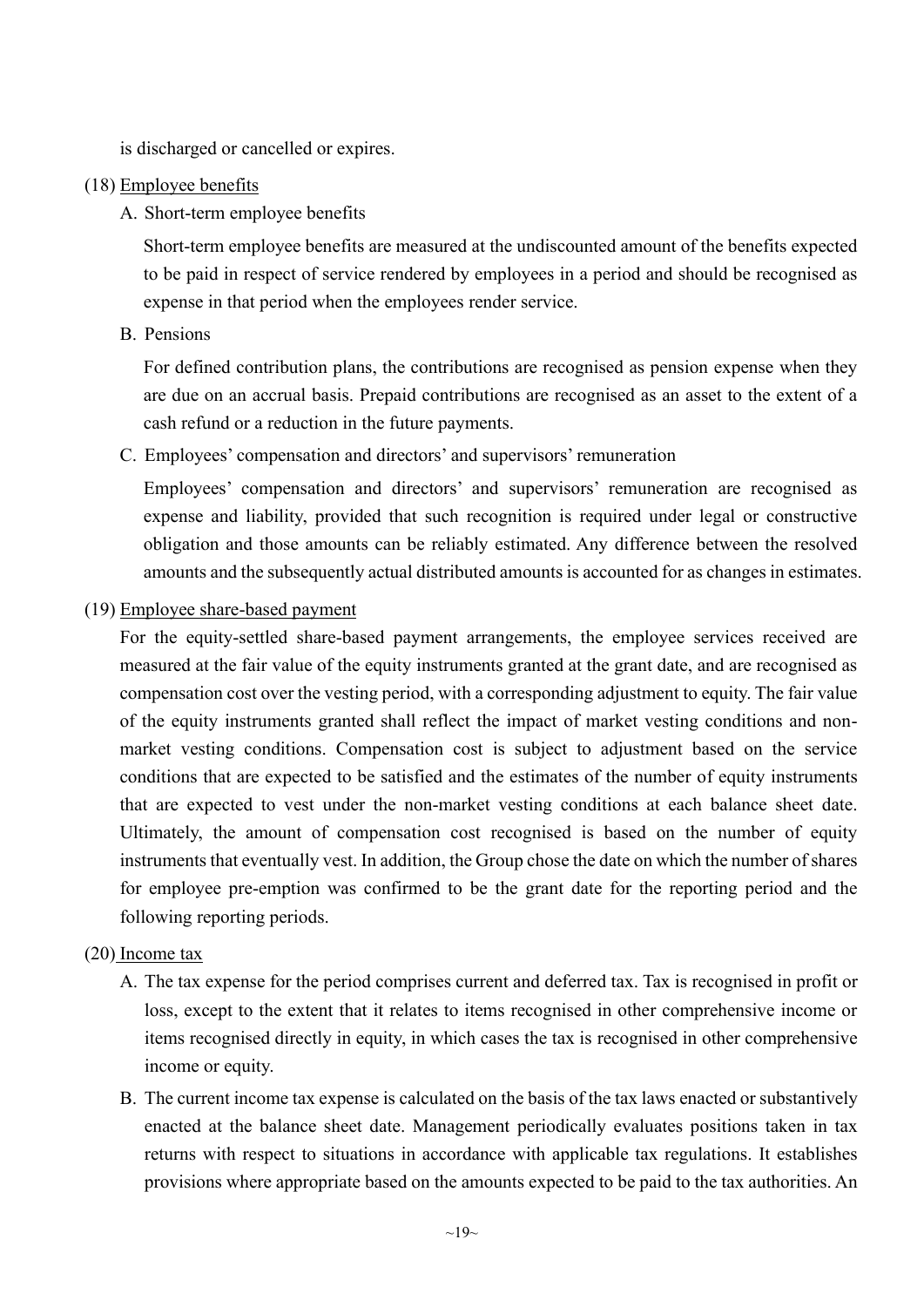is discharged or cancelled or expires.

(18) Employee benefits

A. Short-term employee benefits

Short-term employee benefits are measured at the undiscounted amount of the benefits expected to be paid in respect of service rendered by employees in a period and should be recognised as expense in that period when the employees render service.

B. Pensions

For defined contribution plans, the contributions are recognised as pension expense when they are due on an accrual basis. Prepaid contributions are recognised as an asset to the extent of a cash refund or a reduction in the future payments.

C. Employees' compensation and directors' and supervisors' remuneration

Employees' compensation and directors' and supervisors' remuneration are recognised as expense and liability, provided that such recognition is required under legal or constructive obligation and those amounts can be reliably estimated. Any difference between the resolved amounts and the subsequently actual distributed amounts is accounted for as changes in estimates.

(19) Employee share-based payment

For the equity-settled share-based payment arrangements, the employee services received are measured at the fair value of the equity instruments granted at the grant date, and are recognised as compensation cost over the vesting period, with a corresponding adjustment to equity. The fair value of the equity instruments granted shall reflect the impact of market vesting conditions and non-market vesting conditions. Compensation cost is subject to adjustment based on the service conditions that are expected to be satisfied and the estimates of the number of equity instruments that are expected to vest under the non-market vesting conditions at each balance sheet date. Ultimately, the amount of compensation cost recognised is based on the number of equity instruments that eventually vest. In addition, the Group chose the date on which the number of shares for employee pre-emption was confirmed to be the grant date for the reporting period and the following reporting periods.

(20) Income tax

A. The tax expense for the period comprises current and deferred tax. Tax is recognised in profit or loss, except to the extent that it relates to items recognised in other comprehensive income or items recognised directly in equity, in which cases the tax is recognised in other comprehensive income or equity.

B. The current income tax expense is calculated on the basis of the tax laws enacted or substantively enacted at the balance sheet date. Management periodically evaluates positions taken in tax returns with respect to situations in accordance with applicable tax regulations. It establishes provisions where appropriate based on the amounts expected to be paid to the tax authorities. An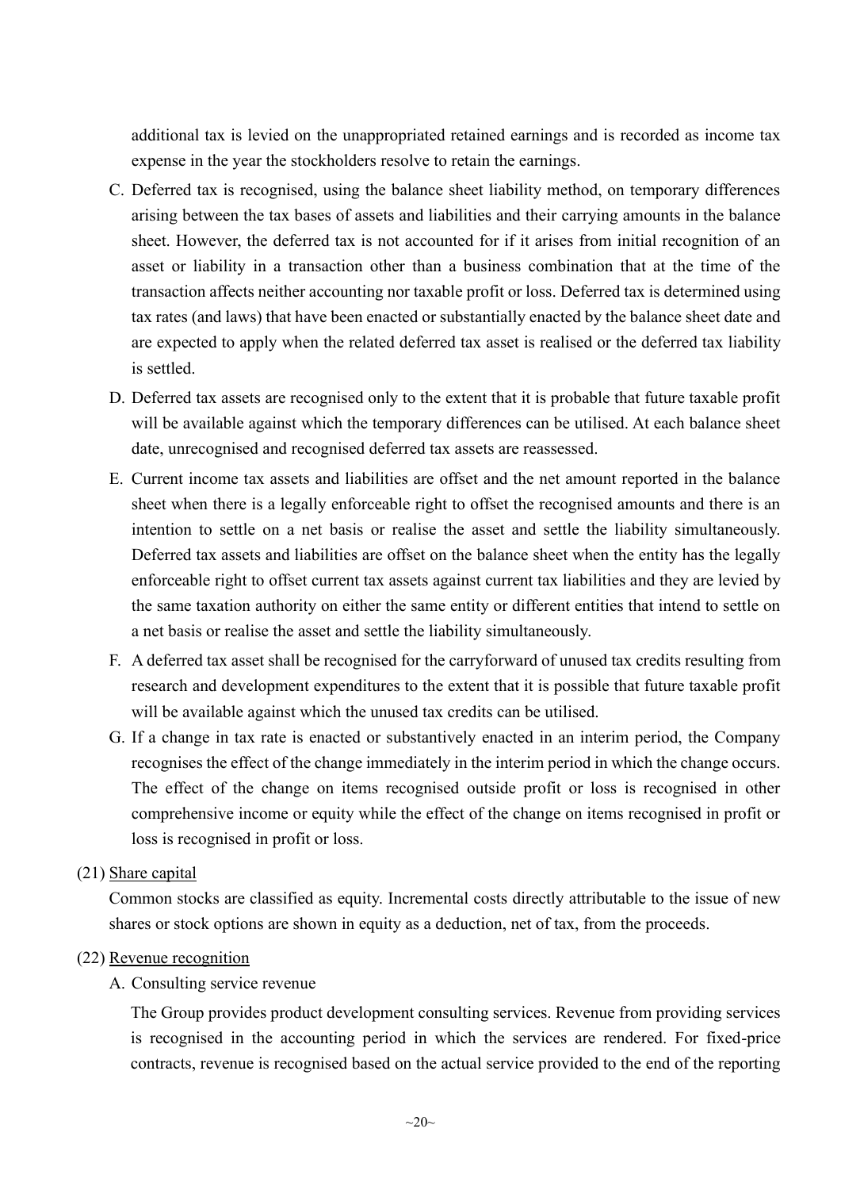additional tax is levied on the unappropriated retained earnings and is recorded as income tax expense in the year the stockholders resolve to retain the earnings.

C. Deferred tax is recognised, using the balance sheet liability method, on temporary differences arising between the tax bases of assets and liabilities and their carrying amounts in the balance sheet. However, the deferred tax is not accounted for if it arises from initial recognition of an asset or liability in a transaction other than a business combination that at the time of the transaction affects neither accounting nor taxable profit or loss. Deferred tax is determined using tax rates (and laws) that have been enacted or substantially enacted by the balance sheet date and are expected to apply when the related deferred tax asset is realised or the deferred tax liability is settled.

D. Deferred tax assets are recognised only to the extent that it is probable that future taxable profit will be available against which the temporary differences can be utilised. At each balance sheet date, unrecognised and recognised deferred tax assets are reassessed.

E. Current income tax assets and liabilities are offset and the net amount reported in the balance sheet when there is a legally enforceable right to offset the recognised amounts and there is an intention to settle on a net basis or realise the asset and settle the liability simultaneously. Deferred tax assets and liabilities are offset on the balance sheet when the entity has the legally enforceable right to offset current tax assets against current tax liabilities and they are levied by the same taxation authority on either the same entity or different entities that intend to settle on a net basis or realise the asset and settle the liability simultaneously.

F. A deferred tax asset shall be recognised for the carryforward of unused tax credits resulting from research and development expenditures to the extent that it is possible that future taxable profit will be available against which the unused tax credits can be utilised.

G. If a change in tax rate is enacted or substantively enacted in an interim period, the Company recognises the effect of the change immediately in the interim period in which the change occurs. The effect of the change on items recognised outside profit or loss is recognised in other comprehensive income or equity while the effect of the change on items recognised in profit or loss is recognised in profit or loss.

(21) Share capital

Common stocks are classified as equity. Incremental costs directly attributable to the issue of new shares or stock options are shown in equity as a deduction, net of tax, from the proceeds.

(22) Revenue recognition

A. Consulting service revenue

The Group provides product development consulting services. Revenue from providing services is recognised in the accounting period in which the services are rendered. For fixed-price contracts, revenue is recognised based on the actual service provided to the end of the reporting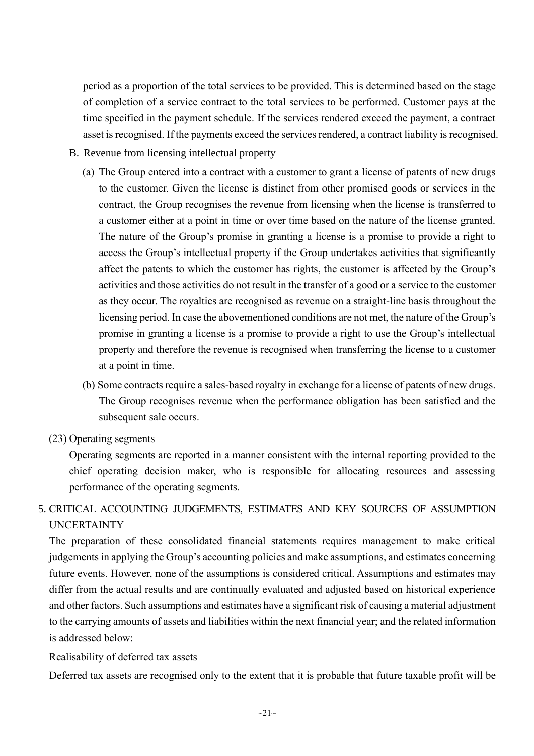period as a proportion of the total services to be provided. This is determined based on the stage of completion of a service contract to the total services to be performed. Customer pays at the time specified in the payment schedule. If the services rendered exceed the payment, a contract asset is recognised. If the payments exceed the services rendered, a contract liability is recognised.

B. Revenue from licensing intellectual property

(a) The Group entered into a contract with a customer to grant a license of patents of new drugs to the customer. Given the license is distinct from other promised goods or services in the contract, the Group recognises the revenue from licensing when the license is transferred to a customer either at a point in time or over time based on the nature of the license granted. The nature of the Group's promise in granting a license is a promise to provide a right to access the Group's intellectual property if the Group undertakes activities that significantly affect the patents to which the customer has rights, the customer is affected by the Group's activities and those activities do not result in the transfer of a good or a service to the customer as they occur. The royalties are recognised as revenue on a straight-line basis throughout the licensing period. In case the abovementioned conditions are not met, the nature of the Group's promise in granting a license is a promise to provide a right to use the Group's intellectual property and therefore the revenue is recognised when transferring the license to a customer at a point in time.

(b) Some contracts require a sales-based royalty in exchange for a license of patents of new drugs. The Group recognises revenue when the performance obligation has been satisfied and the subsequent sale occurs.

(23) Operating segments

Operating segments are reported in a manner consistent with the internal reporting provided to the chief operating decision maker, who is responsible for allocating resources and assessing performance of the operating segments.

## 5. CRITICAL ACCOUNTING JUDGEMENTS, ESTIMATES AND KEY SOURCES OF ASSUMPTION UNCERTAINTY

The preparation of these consolidated financial statements requires management to make critical judgements in applying the Group's accounting policies and make assumptions, and estimates concerning future events. However, none of the assumptions is considered critical. Assumptions and estimates may differ from the actual results and are continually evaluated and adjusted based on historical experience and other factors. Such assumptions and estimates have a significant risk of causing a material adjustment to the carrying amounts of assets and liabilities within the next financial year; and the related information is addressed below:

Realisability of deferred tax assets

Deferred tax assets are recognised only to the extent that it is probable that future taxable profit will be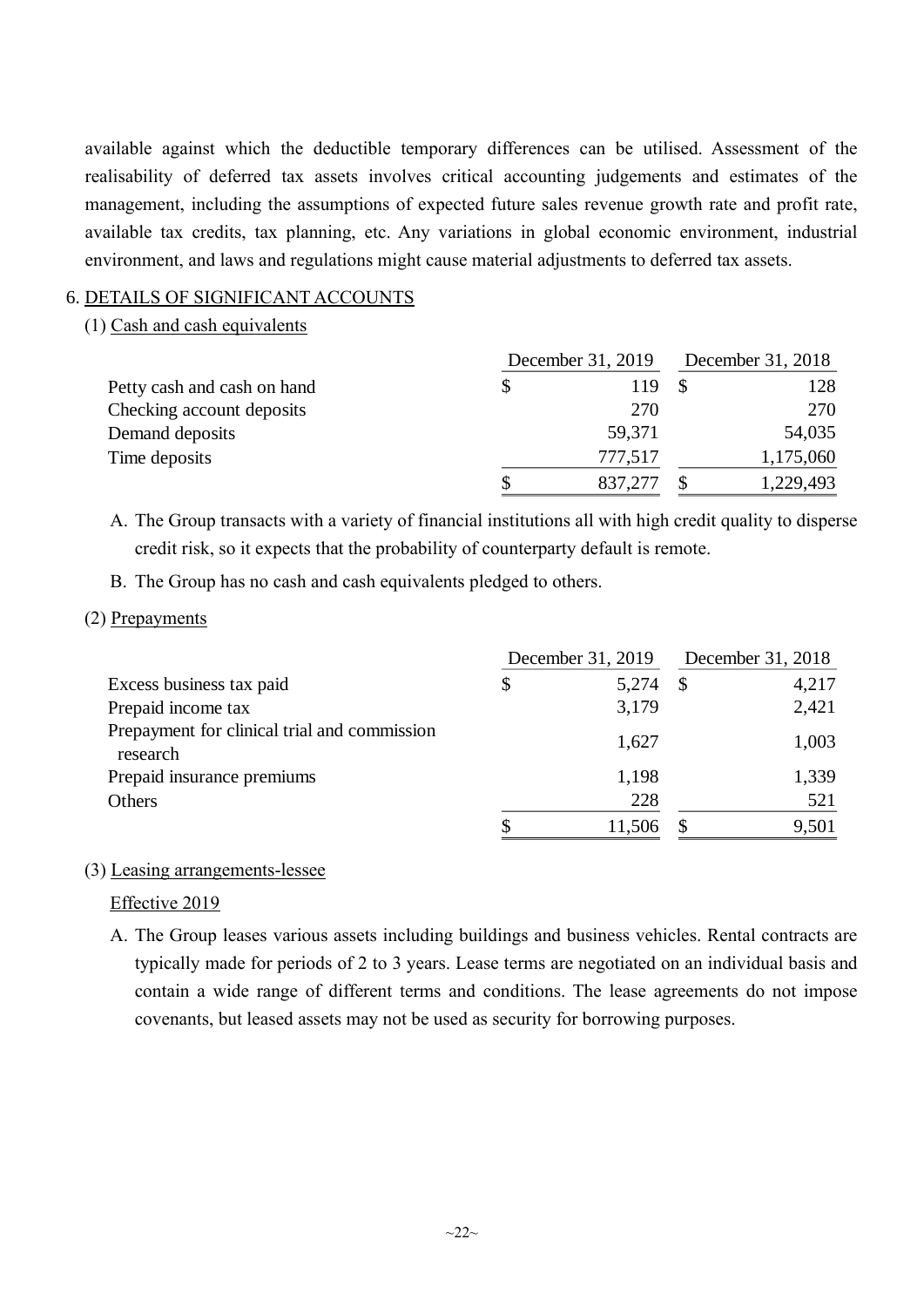available against which the deductible temporary differences can be utilised. Assessment of the realisability of deferred tax assets involves critical accounting judgements and estimates of the management, including the assumptions of expected future sales revenue growth rate and profit rate, available tax credits, tax planning, etc. Any variations in global economic environment, industrial environment, and laws and regulations might cause material adjustments to deferred tax assets.

## 6. DETAILS OF SIGNIFICANT ACCOUNTS

### (1) Cash and cash equivalents

| | December 31, 2019 | December 31, 2018 |
|---|---|---|
| Petty cash and cash on hand | $ 119 | $ 128 |
| Checking account deposits | 270 | 270 |
| Demand deposits | 59,371 | 54,035 |
| Time deposits | 777,517 | 1,175,060 |
| | $ 837,277 | $ 1,229,493 |

A. The Group transacts with a variety of financial institutions all with high credit quality to disperse credit risk, so it expects that the probability of counterparty default is remote.

B. The Group has no cash and cash equivalents pledged to others.

### (2) Prepayments

| | December 31, 2019 | December 31, 2018 |
|---|---|---|
| Excess business tax paid | $ 5,274 | $ 4,217 |
| Prepaid income tax | 3,179 | 2,421 |
| Prepayment for clinical trial and commission research | 1,627 | 1,003 |
| Prepaid insurance premiums | 1,198 | 1,339 |
| Others | 228 | 521 |
| | $ 11,506 | $ 9,501 |

### (3) Leasing arrangements-lessee

Effective 2019

A. The Group leases various assets including buildings and business vehicles. Rental contracts are typically made for periods of 2 to 3 years. Lease terms are negotiated on an individual basis and contain a wide range of different terms and conditions. The lease agreements do not impose covenants, but leased assets may not be used as security for borrowing purposes.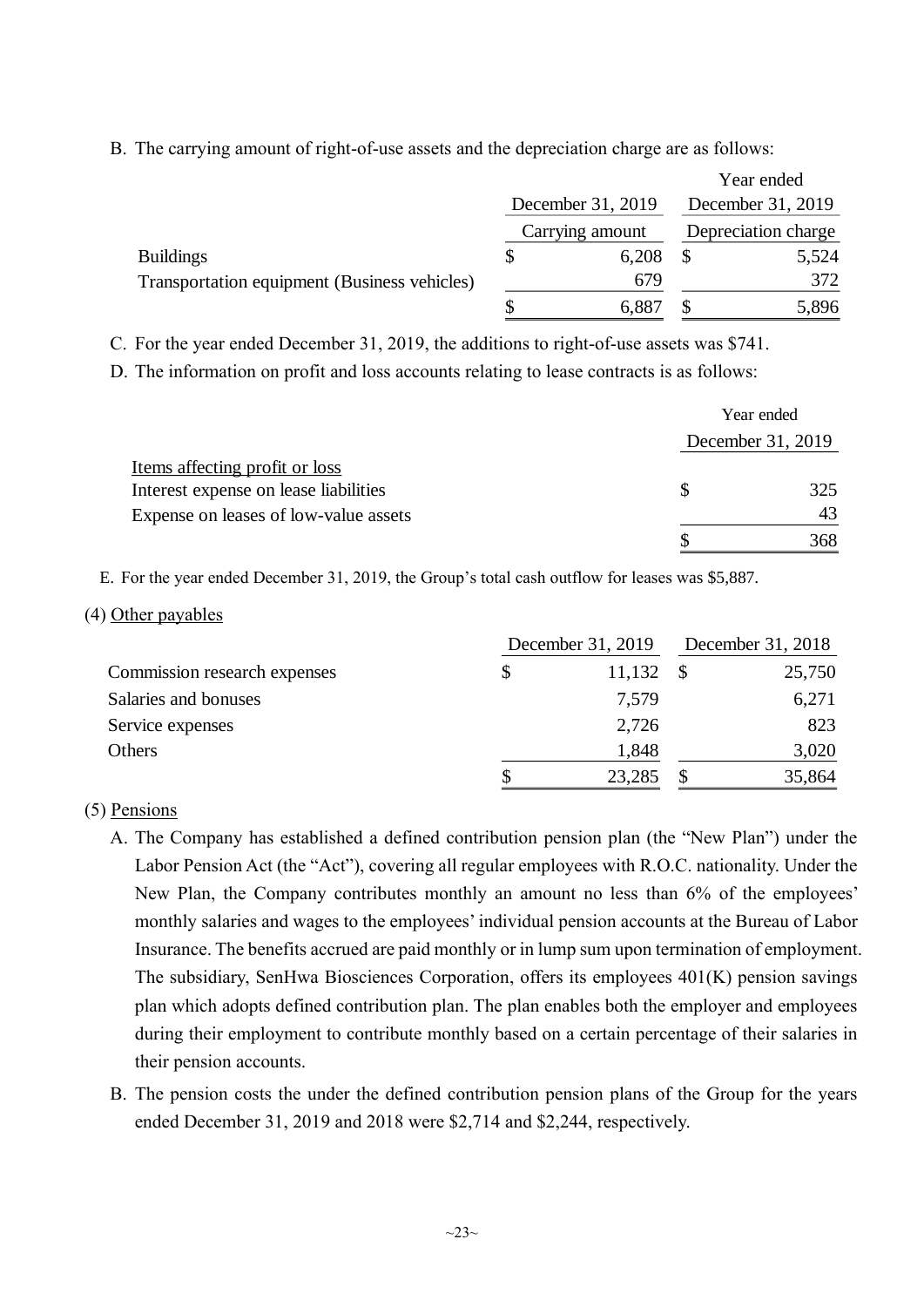B. The carrying amount of right-of-use assets and the depreciation charge are as follows:

| | December 31, 2019 | Year ended December 31, 2019 |
|---|---|---|
| | Carrying amount | Depreciation charge |
| Buildings | $ 6,208 | $ 5,524 |
| Transportation equipment (Business vehicles) | 679 | 372 |
| | $ 6,887 | $ 5,896 |

C. For the year ended December 31, 2019, the additions to right-of-use assets was $741.

D. The information on profit and loss accounts relating to lease contracts is as follows:

| | Year ended December 31, 2019 |
|---|---|
| Items affecting profit or loss | |
| Interest expense on lease liabilities | $ 325 |
| Expense on leases of low-value assets | 43 |
| | $ 368 |

E. For the year ended December 31, 2019, the Group's total cash outflow for leases was $5,887.

(4) Other payables

| | December 31, 2019 | December 31, 2018 |
|---|---|---|
| Commission research expenses | $ 11,132 | $ 25,750 |
| Salaries and bonuses | 7,579 | 6,271 |
| Service expenses | 2,726 | 823 |
| Others | 1,848 | 3,020 |
| | $ 23,285 | $ 35,864 |

(5) Pensions

A. The Company has established a defined contribution pension plan (the "New Plan") under the Labor Pension Act (the "Act"), covering all regular employees with R.O.C. nationality. Under the New Plan, the Company contributes monthly an amount no less than 6% of the employees' monthly salaries and wages to the employees' individual pension accounts at the Bureau of Labor Insurance. The benefits accrued are paid monthly or in lump sum upon termination of employment. The subsidiary, SenHwa Biosciences Corporation, offers its employees 401(K) pension savings plan which adopts defined contribution plan. The plan enables both the employer and employees during their employment to contribute monthly based on a certain percentage of their salaries in their pension accounts.

B. The pension costs the under the defined contribution pension plans of the Group for the years ended December 31, 2019 and 2018 were $2,714 and $2,244, respectively.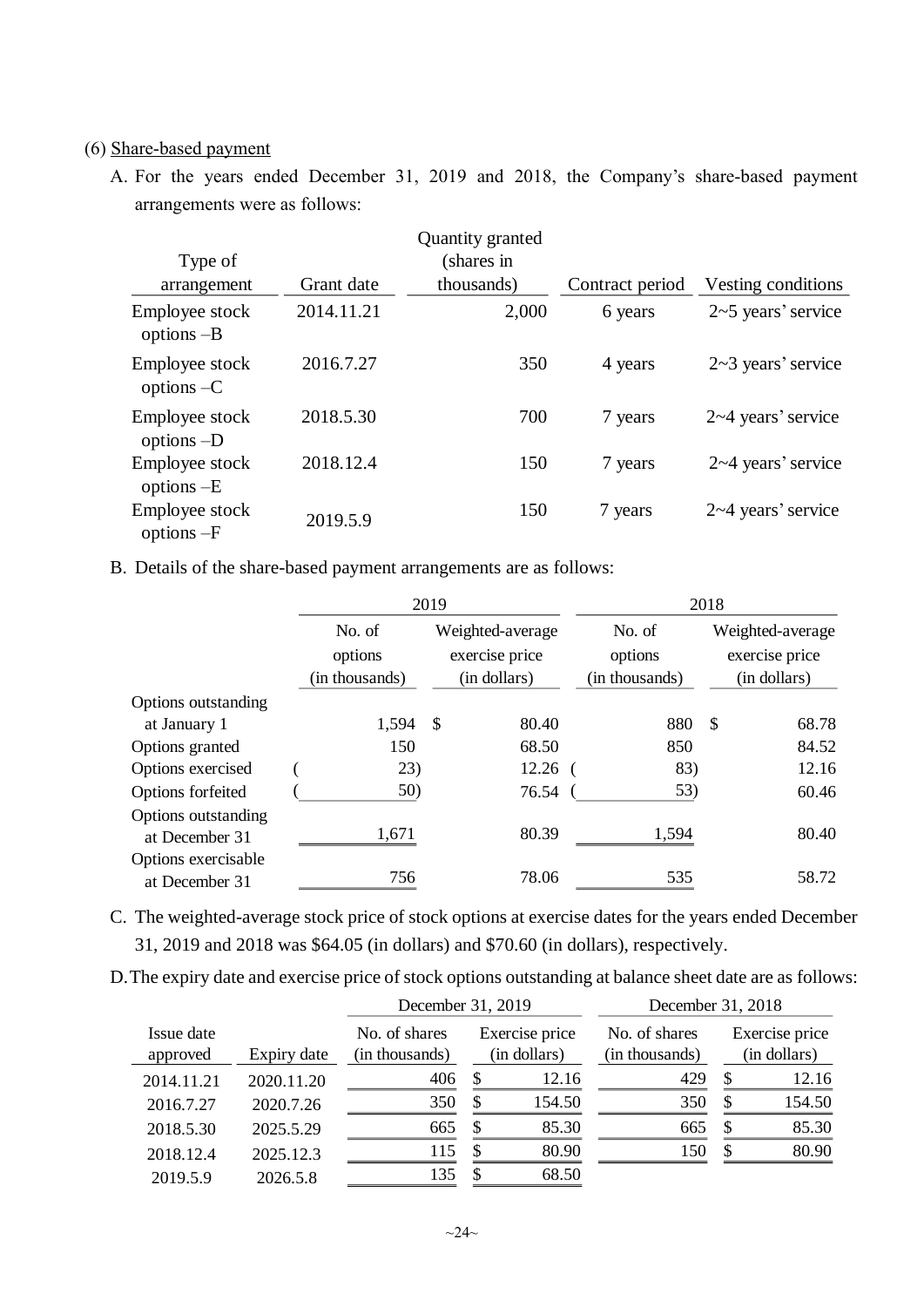(6) Share-based payment

A. For the years ended December 31, 2019 and 2018, the Company's share-based payment arrangements were as follows:

| Type of arrangement | Grant date | Quantity granted (shares in thousands) | Contract period | Vesting conditions |
|---|---|---|---|---|
| Employee stock options –B | 2014.11.21 | 2,000 | 6 years | 2~5 years' service |
| Employee stock options –C | 2016.7.27 | 350 | 4 years | 2~3 years' service |
| Employee stock options –D | 2018.5.30 | 700 | 7 years | 2~4 years' service |
| Employee stock options –E | 2018.12.4 | 150 | 7 years | 2~4 years' service |
| Employee stock options –F | 2019.5.9 | 150 | 7 years | 2~4 years' service |

B. Details of the share-based payment arrangements are as follows:

| | 2019 | | 2018 | |
|---|---|---|---|---|
| | No. of options (in thousands) | Weighted-average exercise price (in dollars) | No. of options (in thousands) | Weighted-average exercise price (in dollars) |
| Options outstanding at January 1 | 1,594 | $ 80.40 | 880 | $ 68.78 |
| Options granted | 150 | 68.50 | 850 | 84.52 |
| Options exercised | ( 23) | 12.26 | ( 83) | 12.16 |
| Options forfeited | ( 50) | 76.54 | ( 53) | 60.46 |
| Options outstanding at December 31 | 1,671 | 80.39 | 1,594 | 80.40 |
| Options exercisable at December 31 | 756 | 78.06 | 535 | 58.72 |

C. The weighted-average stock price of stock options at exercise dates for the years ended December 31, 2019 and 2018 was $64.05 (in dollars) and $70.60 (in dollars), respectively.

D. The expiry date and exercise price of stock options outstanding at balance sheet date are as follows:

| | | December 31, 2019 | | December 31, 2018 | |
|---|---|---|---|---|---|
| Issue date approved | Expiry date | No. of shares (in thousands) | Exercise price (in dollars) | No. of shares (in thousands) | Exercise price (in dollars) |
| 2014.11.21 | 2020.11.20 | 406 | $ 12.16 | 429 | $ 12.16 |
| 2016.7.27 | 2020.7.26 | 350 | $ 154.50 | 350 | $ 154.50 |
| 2018.5.30 | 2025.5.29 | 665 | $ 85.30 | 665 | $ 85.30 |
| 2018.12.4 | 2025.12.3 | 115 | $ 80.90 | 150 | $ 80.90 |
| 2019.5.9 | 2026.5.8 | 135 | $ 68.50 | | |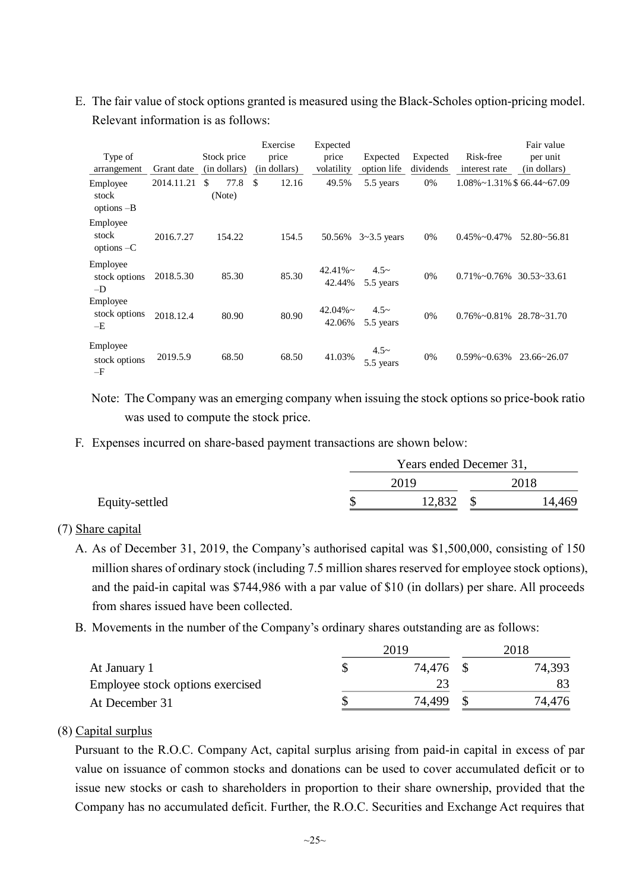E. The fair value of stock options granted is measured using the Black-Scholes option-pricing model. Relevant information is as follows:

| Type of arrangement | Grant date | Stock price (in dollars) | Exercise price (in dollars) | Expected price volatility | Expected option life | Expected dividends | Risk-free interest rate | Fair value per unit (in dollars) |
|---|---|---|---|---|---|---|---|---|
| Employee stock options –B | 2014.11.21 | $ 77.8 (Note) | $ 12.16 | 49.5% | 5.5 years | 0% | 1.08%~1.31% | $ 66.44~67.09 |
| Employee stock options –C | 2016.7.27 | 154.22 | 154.5 | 50.56% | 3~3.5 years | 0% | 0.45%~0.47% | 52.80~56.81 |
| Employee stock options –D | 2018.5.30 | 85.30 | 85.30 | 42.41%~ 42.44% | 4.5~ 5.5 years | 0% | 0.71%~0.76% | 30.53~33.61 |
| Employee stock options –E | 2018.12.4 | 80.90 | 80.90 | 42.04%~ 42.06% | 4.5~ 5.5 years | 0% | 0.76%~0.81% | 28.78~31.70 |
| Employee stock options –F | 2019.5.9 | 68.50 | 68.50 | 41.03% | 4.5~ 5.5 years | 0% | 0.59%~0.63% | 23.66~26.07 |

Note: The Company was an emerging company when issuing the stock options so price-book ratio was used to compute the stock price.

F. Expenses incurred on share-based payment transactions are shown below:

| | Years ended Decemer 31, | |
|---|---|---|
| | 2019 | 2018 |
| Equity-settled | $ 12,832 | $ 14,469 |

(7) Share capital

A. As of December 31, 2019, the Company's authorised capital was $1,500,000, consisting of 150 million shares of ordinary stock (including 7.5 million shares reserved for employee stock options), and the paid-in capital was $744,986 with a par value of $10 (in dollars) per share. All proceeds from shares issued have been collected.

B. Movements in the number of the Company's ordinary shares outstanding are as follows:

| | 2019 | 2018 |
|---|---|---|
| At January 1 | $ 74,476 | $ 74,393 |
| Employee stock options exercised | 23 | 83 |
| At December 31 | $ 74,499 | $ 74,476 |

(8) Capital surplus

Pursuant to the R.O.C. Company Act, capital surplus arising from paid-in capital in excess of par value on issuance of common stocks and donations can be used to cover accumulated deficit or to issue new stocks or cash to shareholders in proportion to their share ownership, provided that the Company has no accumulated deficit. Further, the R.O.C. Securities and Exchange Act requires that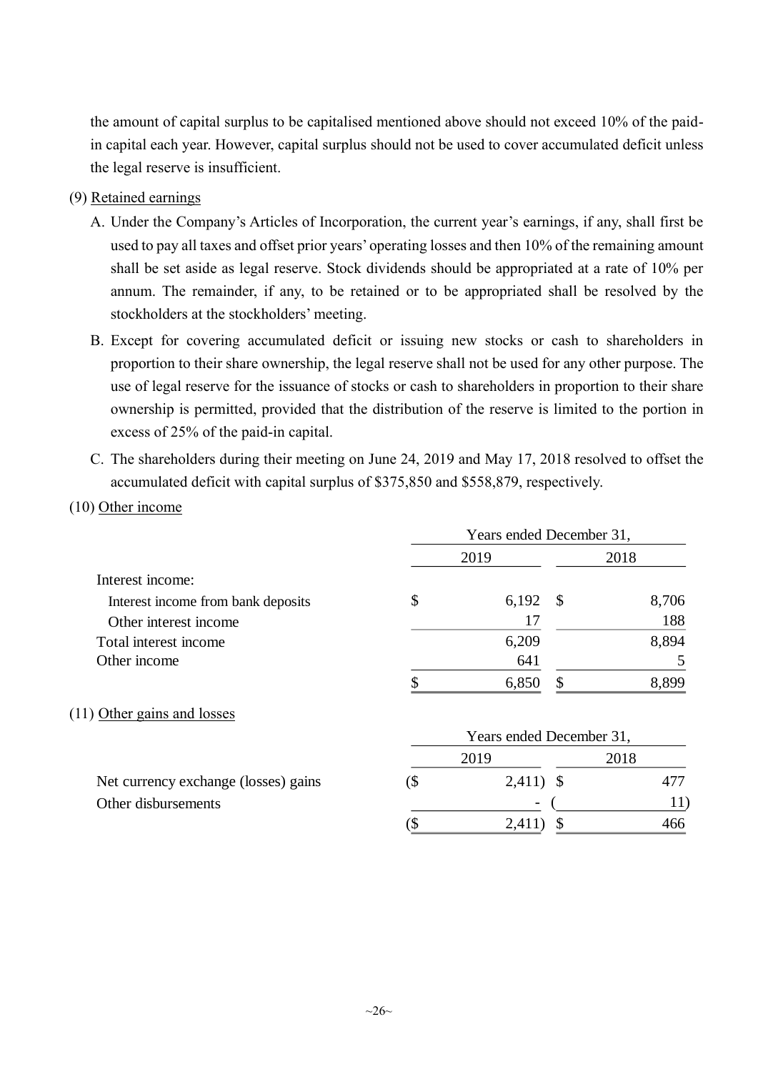the amount of capital surplus to be capitalised mentioned above should not exceed 10% of the paid-in capital each year. However, capital surplus should not be used to cover accumulated deficit unless the legal reserve is insufficient.

(9) Retained earnings

A. Under the Company's Articles of Incorporation, the current year's earnings, if any, shall first be used to pay all taxes and offset prior years' operating losses and then 10% of the remaining amount shall be set aside as legal reserve. Stock dividends should be appropriated at a rate of 10% per annum. The remainder, if any, to be retained or to be appropriated shall be resolved by the stockholders at the stockholders' meeting.

B. Except for covering accumulated deficit or issuing new stocks or cash to shareholders in proportion to their share ownership, the legal reserve shall not be used for any other purpose. The use of legal reserve for the issuance of stocks or cash to shareholders in proportion to their share ownership is permitted, provided that the distribution of the reserve is limited to the portion in excess of 25% of the paid-in capital.

C. The shareholders during their meeting on June 24, 2019 and May 17, 2018 resolved to offset the accumulated deficit with capital surplus of $375,850 and $558,879, respectively.

(10) Other income

| | Years ended December 31, | |
|---|---|---|
| | 2019 | 2018 |
| Interest income: | | |
| Interest income from bank deposits | $ 6,192 | $ 8,706 |
| Other interest income | 17 | 188 |
| Total interest income | 6,209 | 8,894 |
| Other income | 641 | 5 |
| | $ 6,850 | $ 8,899 |

(11) Other gains and losses

| | Years ended December 31, | |
|---|---|---|
| | 2019 | 2018 |
| Net currency exchange (losses) gains | ($ 2,411) | $ 477 |
| Other disbursements | - | ( 11) |
| | ($ 2,411) | $ 466 |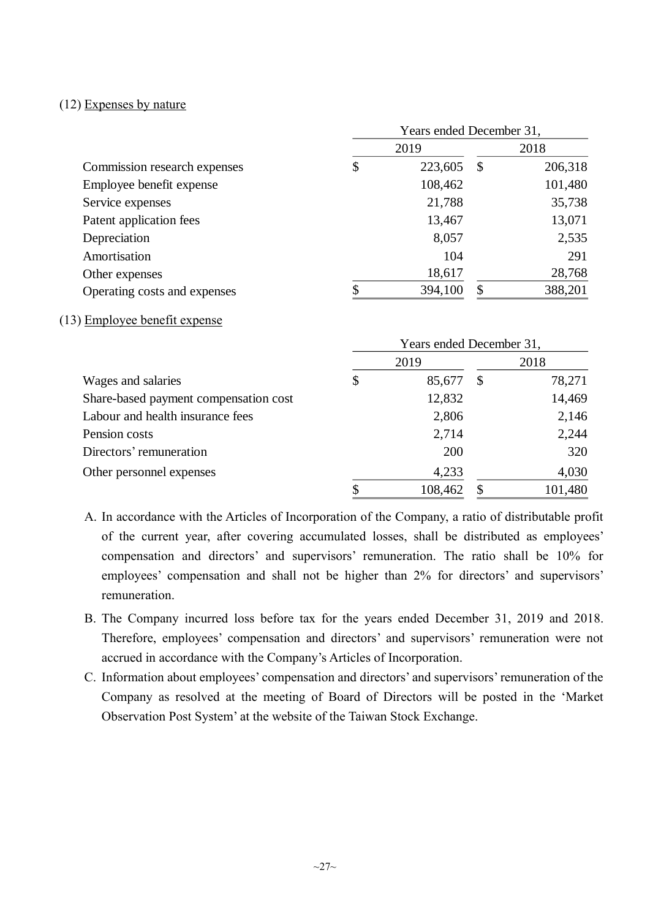(12) Expenses by nature

| | Years ended December 31, | |
|---|---|---|
| | 2019 | 2018 |
| Commission research expenses | $ 223,605 | $ 206,318 |
| Employee benefit expense | 108,462 | 101,480 |
| Service expenses | 21,788 | 35,738 |
| Patent application fees | 13,467 | 13,071 |
| Depreciation | 8,057 | 2,535 |
| Amortisation | 104 | 291 |
| Other expenses | 18,617 | 28,768 |
| Operating costs and expenses | $ 394,100 | $ 388,201 |

(13) Employee benefit expense

| | Years ended December 31, | |
|---|---|---|
| | 2019 | 2018 |
| Wages and salaries | $ 85,677 | $ 78,271 |
| Share-based payment compensation cost | 12,832 | 14,469 |
| Labour and health insurance fees | 2,806 | 2,146 |
| Pension costs | 2,714 | 2,244 |
| Directors' remuneration | 200 | 320 |
| Other personnel expenses | 4,233 | 4,030 |
| | $ 108,462 | $ 101,480 |

A. In accordance with the Articles of Incorporation of the Company, a ratio of distributable profit of the current year, after covering accumulated losses, shall be distributed as employees' compensation and directors' and supervisors' remuneration. The ratio shall be 10% for employees' compensation and shall not be higher than 2% for directors' and supervisors' remuneration.

B. The Company incurred loss before tax for the years ended December 31, 2019 and 2018. Therefore, employees' compensation and directors' and supervisors' remuneration were not accrued in accordance with the Company's Articles of Incorporation.

C. Information about employees' compensation and directors' and supervisors' remuneration of the Company as resolved at the meeting of Board of Directors will be posted in the 'Market Observation Post System' at the website of the Taiwan Stock Exchange.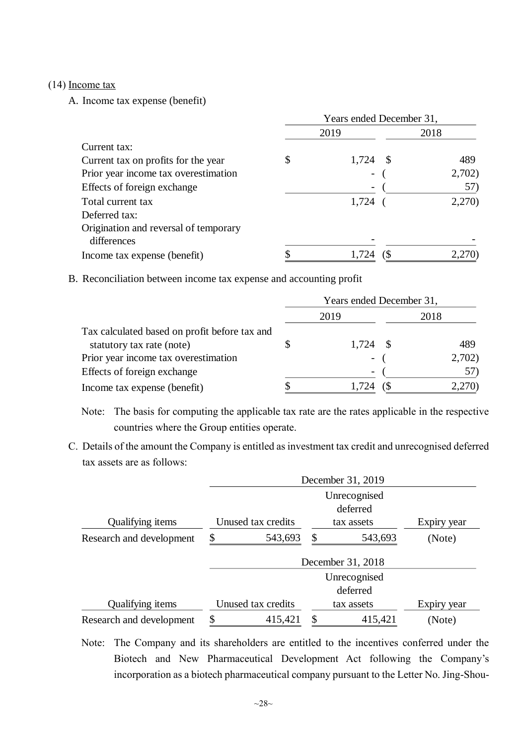(14) Income tax

A. Income tax expense (benefit)

| | Years ended December 31, | |
|---|---|---|
| | 2019 | 2018 |
| Current tax: | | |
| Current tax on profits for the year | $ 1,724 | $ 489 |
| Prior year income tax overestimation | - | ( 2,702) |
| Effects of foreign exchange | - | ( 57) |
| Total current tax | 1,724 | ( 2,270) |
| Deferred tax: | | |
| Origination and reversal of temporary differences | - | - |
| Income tax expense (benefit) | $ 1,724 | ($ 2,270) |

B. Reconciliation between income tax expense and accounting profit

| | Years ended December 31, | |
|---|---|---|
| | 2019 | 2018 |
| Tax calculated based on profit before tax and statutory tax rate (note) | $ 1,724 | $ 489 |
| Prior year income tax overestimation | - | ( 2,702) |
| Effects of foreign exchange | - | ( 57) |
| Income tax expense (benefit) | $ 1,724 | ($ 2,270) |

Note: The basis for computing the applicable tax rate are the rates applicable in the respective countries where the Group entities operate.

C. Details of the amount the Company is entitled as investment tax credit and unrecognised deferred tax assets are as follows:

| | December 31, 2019 | | |
|---|---|---|---|
| Qualifying items | Unused tax credits | Unrecognised deferred tax assets | Expiry year |
| Research and development | $ 543,693 | $ 543,693 | (Note) |

| | December 31, 2018 | | |
|---|---|---|---|
| Qualifying items | Unused tax credits | Unrecognised deferred tax assets | Expiry year |
| Research and development | $ 415,421 | $ 415,421 | (Note) |

Note: The Company and its shareholders are entitled to the incentives conferred under the Biotech and New Pharmaceutical Development Act following the Company's incorporation as a biotech pharmaceutical company pursuant to the Letter No. Jing-Shou-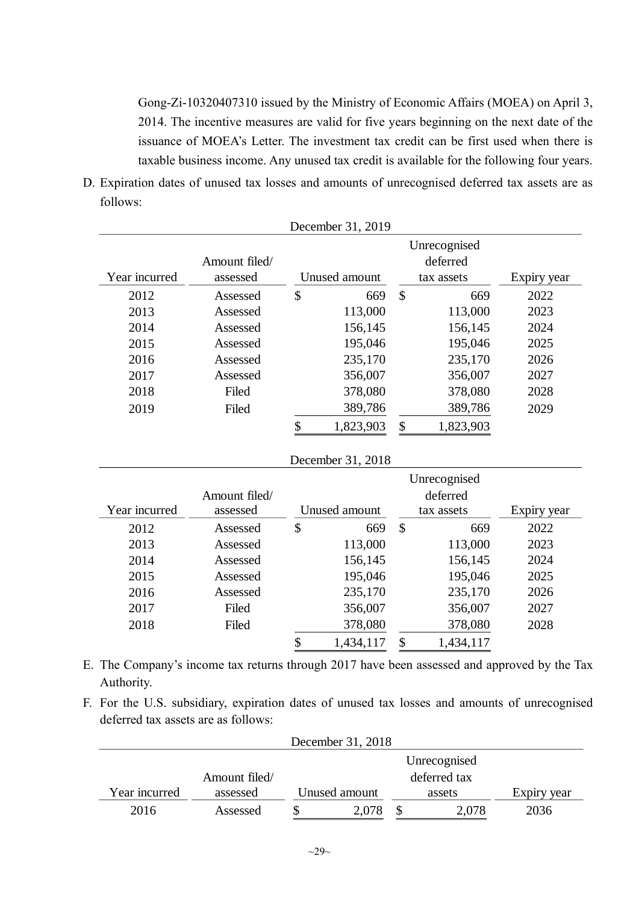Gong-Zi-10320407310 issued by the Ministry of Economic Affairs (MOEA) on April 3, 2014. The incentive measures are valid for five years beginning on the next date of the issuance of MOEA's Letter. The investment tax credit can be first used when there is taxable business income. Any unused tax credit is available for the following four years.

D. Expiration dates of unused tax losses and amounts of unrecognised deferred tax assets are as follows:

| December 31, 2019 | | | | |
|---|---|---|---|---|
| Year incurred | Amount filed/ assessed | Unused amount | Unrecognised deferred tax assets | Expiry year |
| 2012 | Assessed | $ 669 | $ 669 | 2022 |
| 2013 | Assessed | 113,000 | 113,000 | 2023 |
| 2014 | Assessed | 156,145 | 156,145 | 2024 |
| 2015 | Assessed | 195,046 | 195,046 | 2025 |
| 2016 | Assessed | 235,170 | 235,170 | 2026 |
| 2017 | Assessed | 356,007 | 356,007 | 2027 |
| 2018 | Filed | 378,080 | 378,080 | 2028 |
| 2019 | Filed | 389,786 | 389,786 | 2029 |
| | | $ 1,823,903 | $ 1,823,903 | |

| December 31, 2018 | | | | |
|---|---|---|---|---|
| Year incurred | Amount filed/ assessed | Unused amount | Unrecognised deferred tax assets | Expiry year |
| 2012 | Assessed | $ 669 | $ 669 | 2022 |
| 2013 | Assessed | 113,000 | 113,000 | 2023 |
| 2014 | Assessed | 156,145 | 156,145 | 2024 |
| 2015 | Assessed | 195,046 | 195,046 | 2025 |
| 2016 | Assessed | 235,170 | 235,170 | 2026 |
| 2017 | Filed | 356,007 | 356,007 | 2027 |
| 2018 | Filed | 378,080 | 378,080 | 2028 |
| | | $ 1,434,117 | $ 1,434,117 | |

E. The Company's income tax returns through 2017 have been assessed and approved by the Tax Authority.

F. For the U.S. subsidiary, expiration dates of unused tax losses and amounts of unrecognised deferred tax assets are as follows:

| December 31, 2018 | | | | |
|---|---|---|---|---|
| Year incurred | Amount filed/ assessed | Unused amount | Unrecognised deferred tax assets | Expiry year |
| 2016 | Assessed | $ 2,078 | $ 2,078 | 2036 |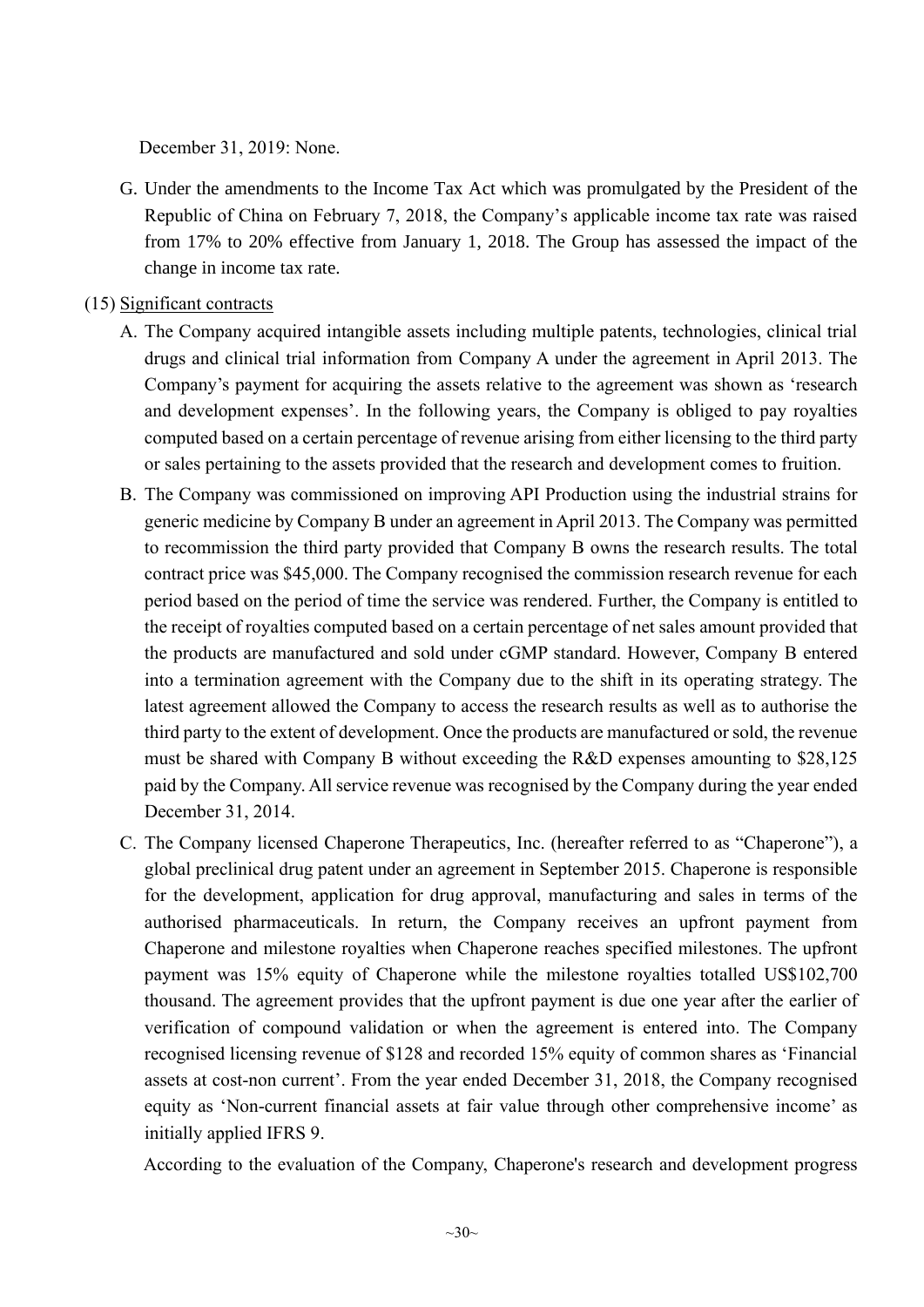December 31, 2019: None.

G. Under the amendments to the Income Tax Act which was promulgated by the President of the Republic of China on February 7, 2018, the Company's applicable income tax rate was raised from 17% to 20% effective from January 1, 2018. The Group has assessed the impact of the change in income tax rate.

(15) Significant contracts

A. The Company acquired intangible assets including multiple patents, technologies, clinical trial drugs and clinical trial information from Company A under the agreement in April 2013. The Company's payment for acquiring the assets relative to the agreement was shown as 'research and development expenses'. In the following years, the Company is obliged to pay royalties computed based on a certain percentage of revenue arising from either licensing to the third party or sales pertaining to the assets provided that the research and development comes to fruition.

B. The Company was commissioned on improving API Production using the industrial strains for generic medicine by Company B under an agreement in April 2013. The Company was permitted to recommission the third party provided that Company B owns the research results. The total contract price was $45,000. The Company recognised the commission research revenue for each period based on the period of time the service was rendered. Further, the Company is entitled to the receipt of royalties computed based on a certain percentage of net sales amount provided that the products are manufactured and sold under cGMP standard. However, Company B entered into a termination agreement with the Company due to the shift in its operating strategy. The latest agreement allowed the Company to access the research results as well as to authorise the third party to the extent of development. Once the products are manufactured or sold, the revenue must be shared with Company B without exceeding the R&D expenses amounting to $28,125 paid by the Company. All service revenue was recognised by the Company during the year ended December 31, 2014.

C. The Company licensed Chaperone Therapeutics, Inc. (hereafter referred to as "Chaperone"), a global preclinical drug patent under an agreement in September 2015. Chaperone is responsible for the development, application for drug approval, manufacturing and sales in terms of the authorised pharmaceuticals. In return, the Company receives an upfront payment from Chaperone and milestone royalties when Chaperone reaches specified milestones. The upfront payment was 15% equity of Chaperone while the milestone royalties totalled US$102,700 thousand. The agreement provides that the upfront payment is due one year after the earlier of verification of compound validation or when the agreement is entered into. The Company recognised licensing revenue of $128 and recorded 15% equity of common shares as 'Financial assets at cost-non current'. From the year ended December 31, 2018, the Company recognised equity as 'Non-current financial assets at fair value through other comprehensive income' as initially applied IFRS 9.

According to the evaluation of the Company, Chaperone's research and development progress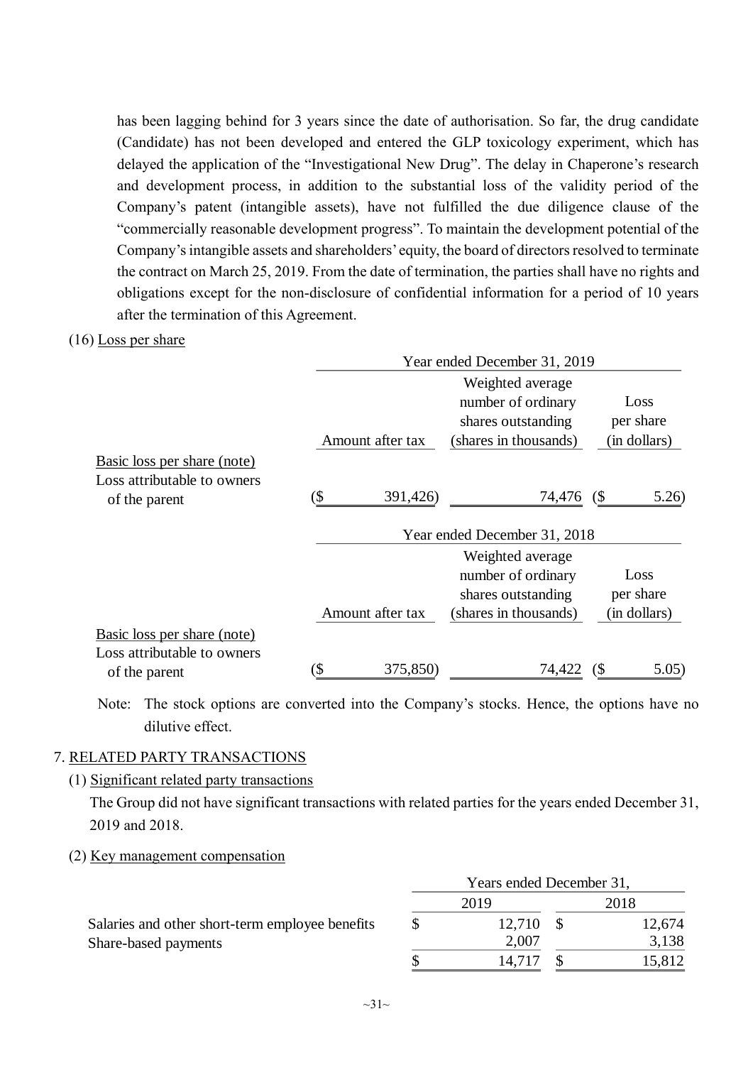has been lagging behind for 3 years since the date of authorisation. So far, the drug candidate (Candidate) has not been developed and entered the GLP toxicology experiment, which has delayed the application of the "Investigational New Drug". The delay in Chaperone's research and development process, in addition to the substantial loss of the validity period of the Company's patent (intangible assets), have not fulfilled the due diligence clause of the "commercially reasonable development progress". To maintain the development potential of the Company's intangible assets and shareholders' equity, the board of directors resolved to terminate the contract on March 25, 2019. From the date of termination, the parties shall have no rights and obligations except for the non-disclosure of confidential information for a period of 10 years after the termination of this Agreement.

(16) Loss per share

| | Year ended December 31, 2019 | | |
|---|---|---|---|
| | Amount after tax | Weighted average number of ordinary shares outstanding (shares in thousands) | Loss per share (in dollars) |
| Basic loss per share (note) | | | |
| Loss attributable to owners of the parent | ($ 391,426) | 74,476 | ($ 5.26) |

| | Year ended December 31, 2018 | | |
|---|---|---|---|
| | Amount after tax | Weighted average number of ordinary shares outstanding (shares in thousands) | Loss per share (in dollars) |
| Basic loss per share (note) | | | |
| Loss attributable to owners of the parent | ($ 375,850) | 74,422 | ($ 5.05) |

Note: The stock options are converted into the Company's stocks. Hence, the options have no dilutive effect.

7. RELATED PARTY TRANSACTIONS

(1) Significant related party transactions

The Group did not have significant transactions with related parties for the years ended December 31, 2019 and 2018.

(2) Key management compensation

| | Years ended December 31, | |
|---|---|---|
| | 2019 | 2018 |
| Salaries and other short-term employee benefits | $ 12,710 | $ 12,674 |
| Share-based payments | 2,007 | 3,138 |
| | $ 14,717 | $ 15,812 |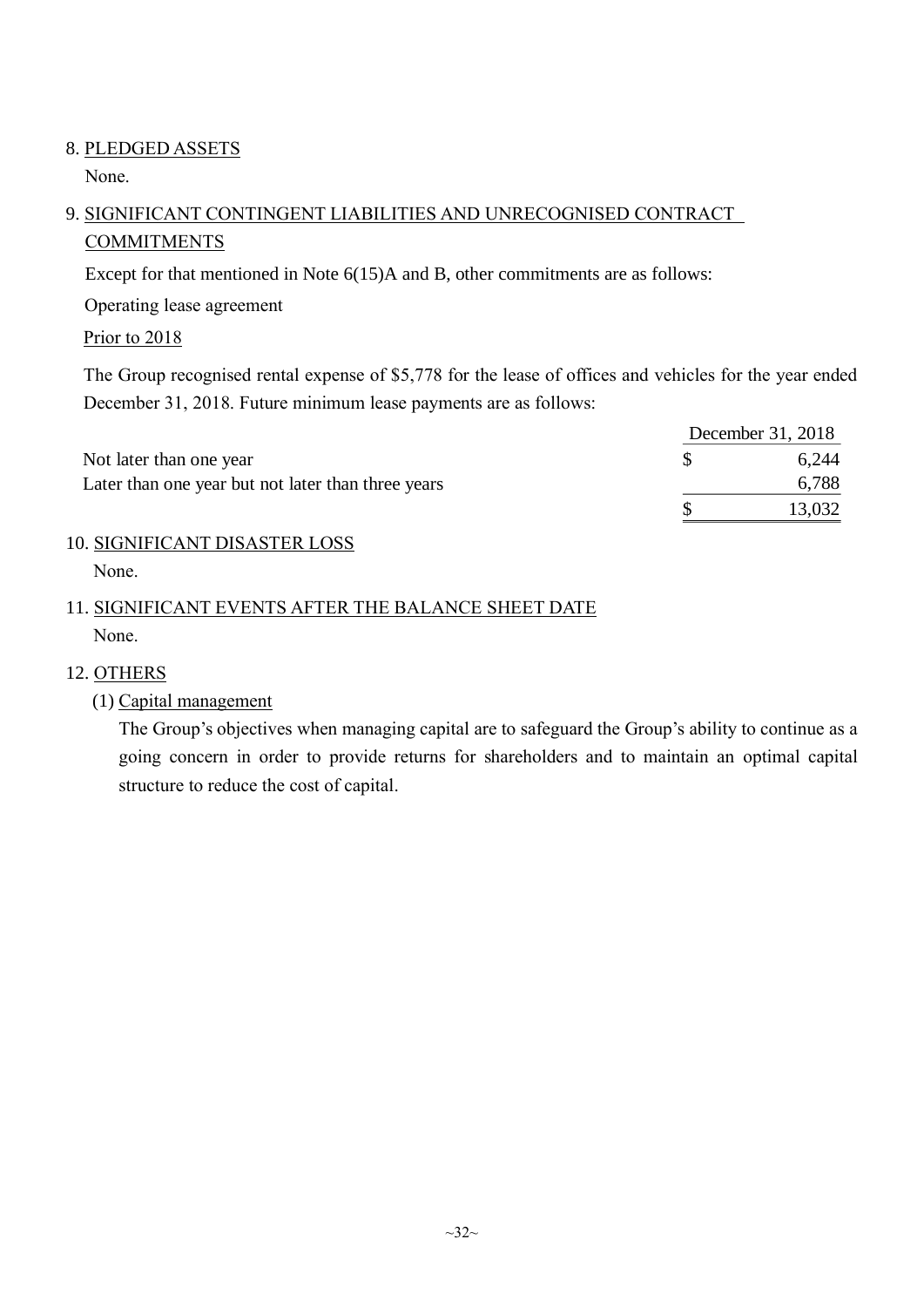8. PLEDGED ASSETS

None.

9. SIGNIFICANT CONTINGENT LIABILITIES AND UNRECOGNISED CONTRACT COMMITMENTS

Except for that mentioned in Note 6(15)A and B, other commitments are as follows:

Operating lease agreement

Prior to 2018

The Group recognised rental expense of $5,778 for the lease of offices and vehicles for the year ended December 31, 2018. Future minimum lease payments are as follows:

| | December 31, 2018 |
|---|---|
| Not later than one year | $ 6,244 |
| Later than one year but not later than three years | 6,788 |
| | $ 13,032 |

10. SIGNIFICANT DISASTER LOSS

None.

11. SIGNIFICANT EVENTS AFTER THE BALANCE SHEET DATE

None.

12. OTHERS

(1) Capital management

The Group's objectives when managing capital are to safeguard the Group's ability to continue as a going concern in order to provide returns for shareholders and to maintain an optimal capital structure to reduce the cost of capital.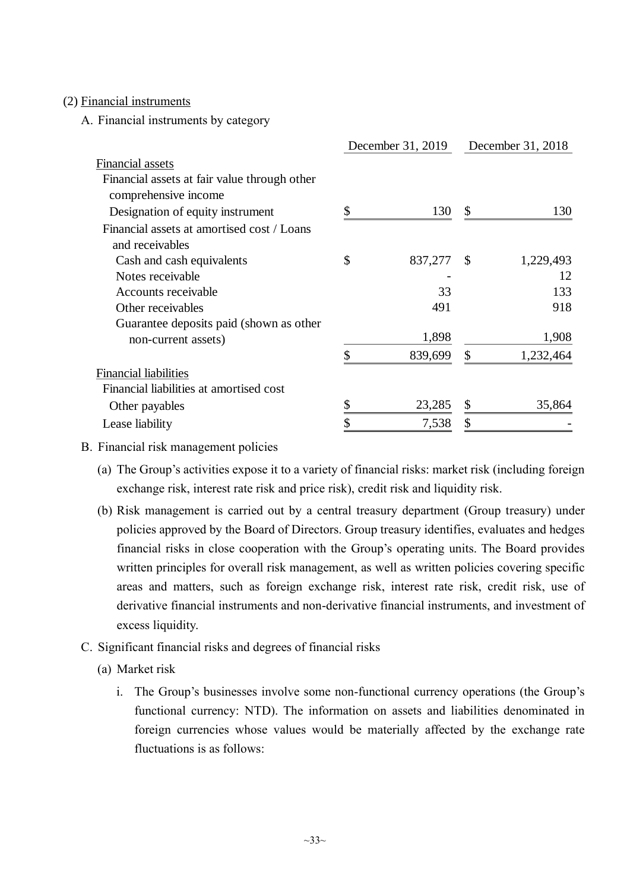(2) Financial instruments

A. Financial instruments by category

| | December 31, 2019 | December 31, 2018 |
|---|---|---|
| Financial assets | | |
| Financial assets at fair value through other comprehensive income | | |
| Designation of equity instrument | $ 130 | $ 130 |
| Financial assets at amortised cost / Loans and receivables | | |
| Cash and cash equivalents | $ 837,277 | $ 1,229,493 |
| Notes receivable | - | 12 |
| Accounts receivable | 33 | 133 |
| Other receivables | 491 | 918 |
| Guarantee deposits paid (shown as other non-current assets) | 1,898 | 1,908 |
| | $ 839,699 | $ 1,232,464 |
| Financial liabilities | | |
| Financial liabilities at amortised cost | | |
| Other payables | $ 23,285 | $ 35,864 |
| Lease liability | $ 7,538 | $ - |

B. Financial risk management policies

(a) The Group's activities expose it to a variety of financial risks: market risk (including foreign exchange risk, interest rate risk and price risk), credit risk and liquidity risk.

(b) Risk management is carried out by a central treasury department (Group treasury) under policies approved by the Board of Directors. Group treasury identifies, evaluates and hedges financial risks in close cooperation with the Group's operating units. The Board provides written principles for overall risk management, as well as written policies covering specific areas and matters, such as foreign exchange risk, interest rate risk, credit risk, use of derivative financial instruments and non-derivative financial instruments, and investment of excess liquidity.

C. Significant financial risks and degrees of financial risks

(a) Market risk

i. The Group's businesses involve some non-functional currency operations (the Group's functional currency: NTD). The information on assets and liabilities denominated in foreign currencies whose values would be materially affected by the exchange rate fluctuations is as follows: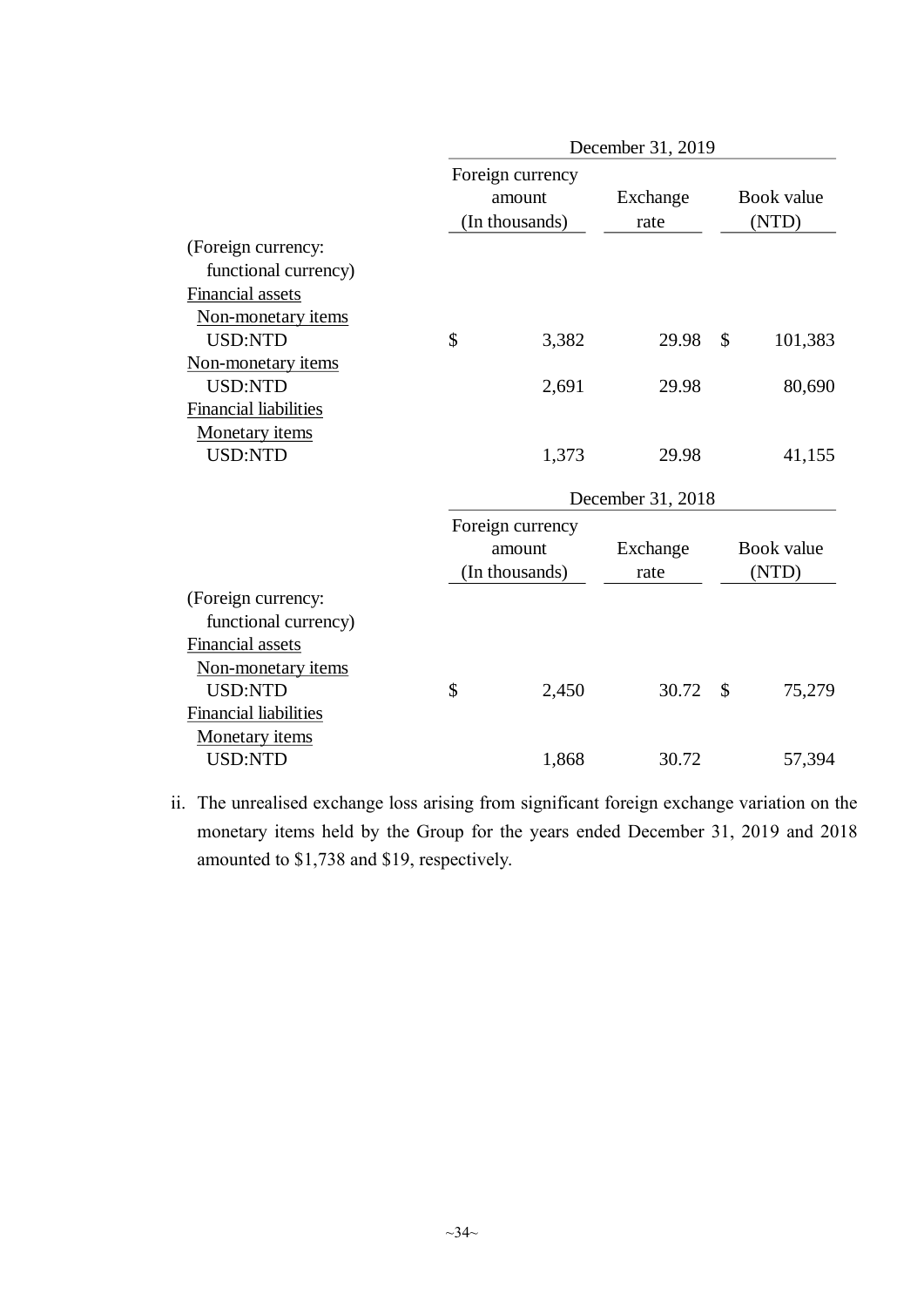| | December 31, 2019 | | | |
|---|---|---|---|---|
| | Foreign currency amount (In thousands) | Exchange rate | | Book value (NTD) |
| (Foreign currency: functional currency) | | | | |
| Financial assets | | | | |
| Non-monetary items | | | | |
| USD:NTD | $ 3,382 | 29.98 | $ | 101,383 |
| Non-monetary items | | | | |
| USD:NTD | 2,691 | 29.98 | | 80,690 |
| Financial liabilities | | | | |
| Monetary items | | | | |
| USD:NTD | 1,373 | 29.98 | | 41,155 |

| | December 31, 2018 | | | |
|---|---|---|---|---|
| | Foreign currency amount (In thousands) | Exchange rate | | Book value (NTD) |
| (Foreign currency: functional currency) | | | | |
| Financial assets | | | | |
| Non-monetary items | | | | |
| USD:NTD | $ 2,450 | 30.72 | $ | 75,279 |
| Financial liabilities | | | | |
| Monetary items | | | | |
| USD:NTD | 1,868 | 30.72 | | 57,394 |

ii. The unrealised exchange loss arising from significant foreign exchange variation on the monetary items held by the Group for the years ended December 31, 2019 and 2018 amounted to $1,738 and $19, respectively.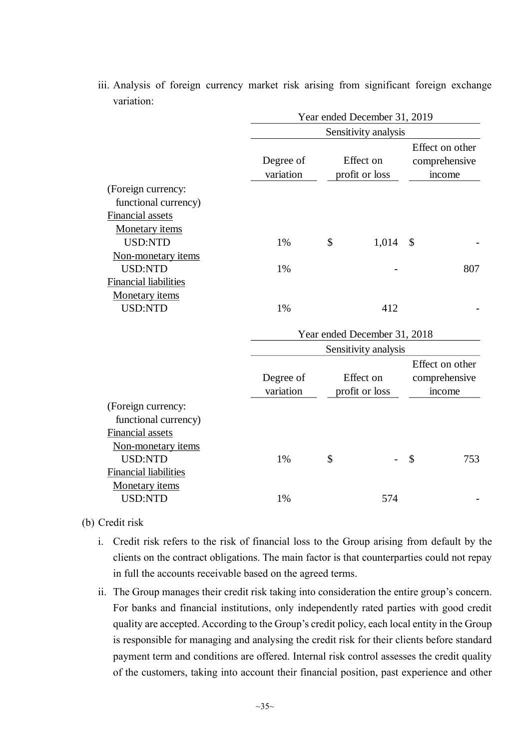iii. Analysis of foreign currency market risk arising from significant foreign exchange variation:

| | Year ended December 31, 2019 | | |
|---|---|---|---|
| | Sensitivity analysis | | |
| | Degree of variation | Effect on profit or loss | Effect on other comprehensive income |
| (Foreign currency: functional currency) | | | |
| Financial assets | | | |
| Monetary items | | | |
| USD:NTD | 1% | $ 1,014 | $ - |
| Non-monetary items | | | |
| USD:NTD | 1% | - | 807 |
| Financial liabilities | | | |
| Monetary items | | | |
| USD:NTD | 1% | 412 | - |

| | Year ended December 31, 2018 | | |
|---|---|---|---|
| | Sensitivity analysis | | |
| | Degree of variation | Effect on profit or loss | Effect on other comprehensive income |
| (Foreign currency: functional currency) | | | |
| Financial assets | | | |
| Non-monetary items | | | |
| USD:NTD | 1% | $ - | $ 753 |
| Financial liabilities | | | |
| Monetary items | | | |
| USD:NTD | 1% | 574 | - |

(b) Credit risk

i. Credit risk refers to the risk of financial loss to the Group arising from default by the clients on the contract obligations. The main factor is that counterparties could not repay in full the accounts receivable based on the agreed terms.

ii. The Group manages their credit risk taking into consideration the entire group's concern. For banks and financial institutions, only independently rated parties with good credit quality are accepted. According to the Group's credit policy, each local entity in the Group is responsible for managing and analysing the credit risk for their clients before standard payment term and conditions are offered. Internal risk control assesses the credit quality of the customers, taking into account their financial position, past experience and other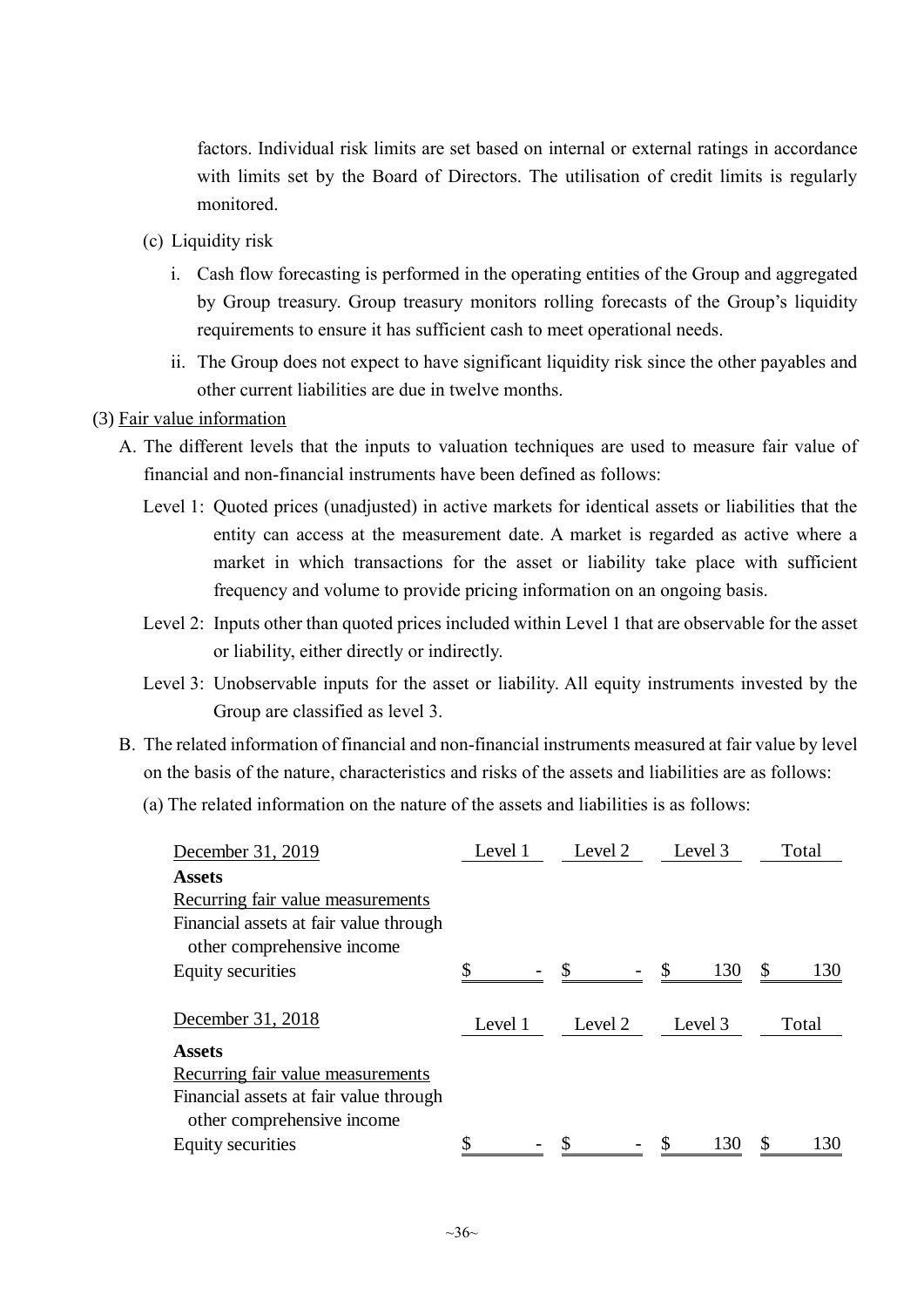factors. Individual risk limits are set based on internal or external ratings in accordance with limits set by the Board of Directors. The utilisation of credit limits is regularly monitored.

(c) Liquidity risk

i. Cash flow forecasting is performed in the operating entities of the Group and aggregated by Group treasury. Group treasury monitors rolling forecasts of the Group's liquidity requirements to ensure it has sufficient cash to meet operational needs.

ii. The Group does not expect to have significant liquidity risk since the other payables and other current liabilities are due in twelve months.

(3) Fair value information

A. The different levels that the inputs to valuation techniques are used to measure fair value of financial and non-financial instruments have been defined as follows:

Level 1: Quoted prices (unadjusted) in active markets for identical assets or liabilities that the entity can access at the measurement date. A market is regarded as active where a market in which transactions for the asset or liability take place with sufficient frequency and volume to provide pricing information on an ongoing basis.

Level 2: Inputs other than quoted prices included within Level 1 that are observable for the asset or liability, either directly or indirectly.

Level 3: Unobservable inputs for the asset or liability. All equity instruments invested by the Group are classified as level 3.

B. The related information of financial and non-financial instruments measured at fair value by level on the basis of the nature, characteristics and risks of the assets and liabilities are as follows:

(a) The related information on the nature of the assets and liabilities is as follows:

| December 31, 2019 | Level 1 | Level 2 | Level 3 | Total |
|---|---|---|---|---|
| **Assets** | | | | |
| Recurring fair value measurements | | | | |
| Financial assets at fair value through other comprehensive income | | | | |
| Equity securities | $ - | $ - | $ 130 | $ 130 |

| December 31, 2018 | Level 1 | Level 2 | Level 3 | Total |
|---|---|---|---|---|
| **Assets** | | | | |
| Recurring fair value measurements | | | | |
| Financial assets at fair value through other comprehensive income | | | | |
| Equity securities | $ - | $ - | $ 130 | $ 130 |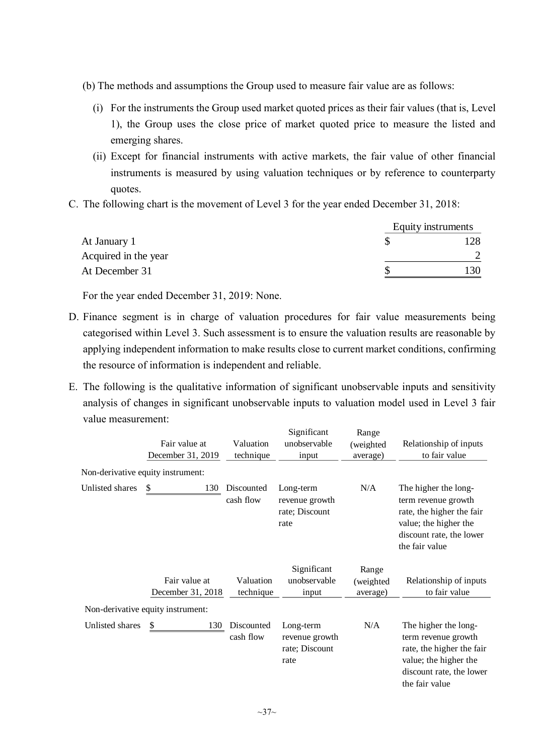(b) The methods and assumptions the Group used to measure fair value are as follows:

(i) For the instruments the Group used market quoted prices as their fair values (that is, Level 1), the Group uses the close price of market quoted price to measure the listed and emerging shares.

(ii) Except for financial instruments with active markets, the fair value of other financial instruments is measured by using valuation techniques or by reference to counterparty quotes.

C. The following chart is the movement of Level 3 for the year ended December 31, 2018:

| | Equity instruments |
|---|---|
| At January 1 | $ 128 |
| Acquired in the year | 2 |
| At December 31 | $ 130 |

For the year ended December 31, 2019: None.

D. Finance segment is in charge of valuation procedures for fair value measurements being categorised within Level 3. Such assessment is to ensure the valuation results are reasonable by applying independent information to make results close to current market conditions, confirming the resource of information is independent and reliable.

E. The following is the qualitative information of significant unobservable inputs and sensitivity analysis of changes in significant unobservable inputs to valuation model used in Level 3 fair value measurement:

| | Fair value at December 31, 2019 | Valuation technique | Significant unobservable input | Range (weighted average) | Relationship of inputs to fair value |
|---|---|---|---|---|---|
| Non-derivative equity instrument: | | | | | |
| Unlisted shares | $ 130 | Discounted cash flow | Long-term revenue growth rate; Discount rate | N/A | The higher the long-term revenue growth rate, the higher the fair value; the higher the discount rate, the lower the fair value |

| | Fair value at December 31, 2018 | Valuation technique | Significant unobservable input | Range (weighted average) | Relationship of inputs to fair value |
|---|---|---|---|---|---|
| Non-derivative equity instrument: | | | | | |
| Unlisted shares | $ 130 | Discounted cash flow | Long-term revenue growth rate; Discount rate | N/A | The higher the long-term revenue growth rate, the higher the fair value; the higher the discount rate, the lower the fair value |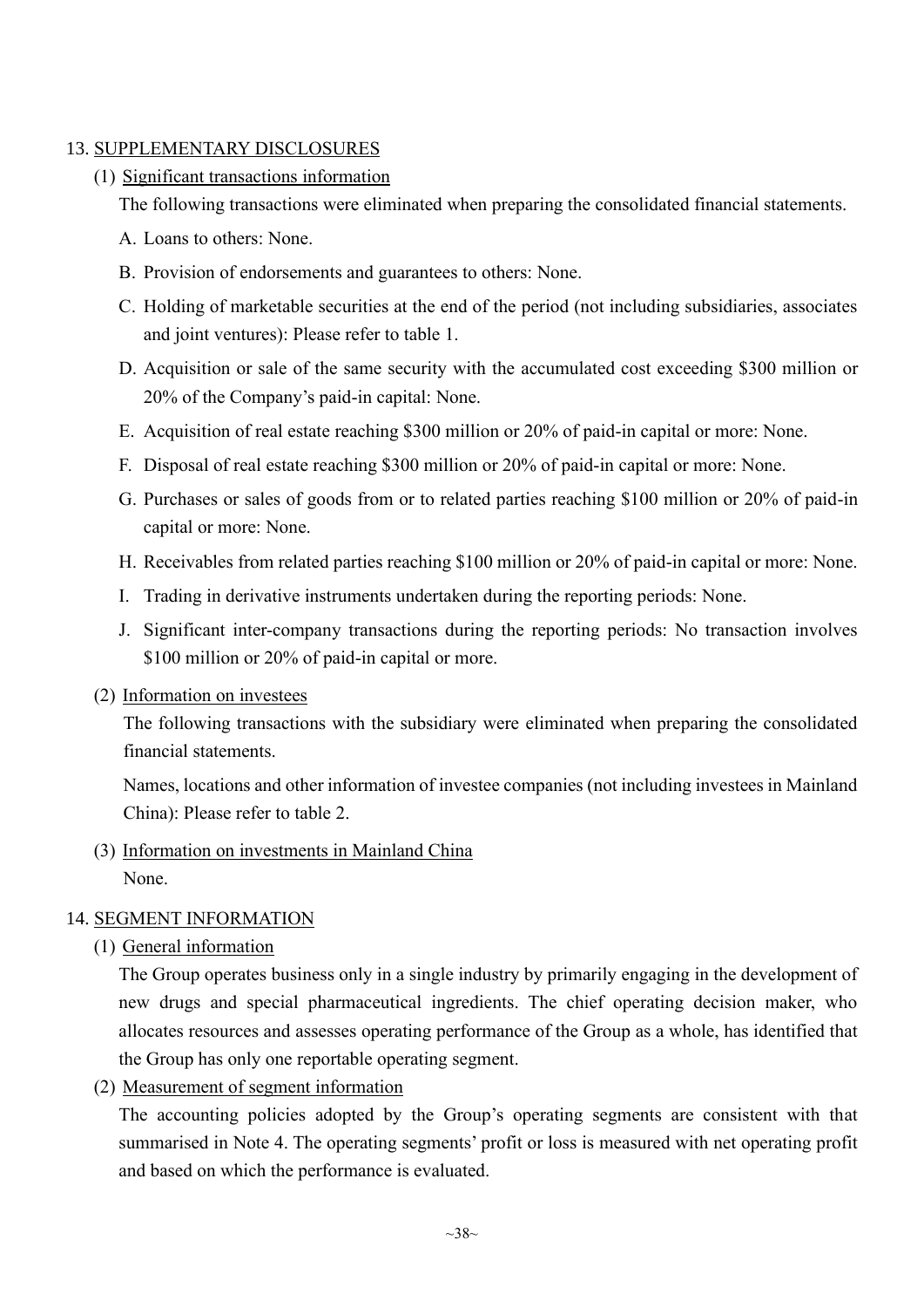## 13. SUPPLEMENTARY DISCLOSURES

### (1) Significant transactions information

The following transactions were eliminated when preparing the consolidated financial statements.

A. Loans to others: None.

B. Provision of endorsements and guarantees to others: None.

C. Holding of marketable securities at the end of the period (not including subsidiaries, associates and joint ventures): Please refer to table 1.

D. Acquisition or sale of the same security with the accumulated cost exceeding $300 million or 20% of the Company's paid-in capital: None.

E. Acquisition of real estate reaching $300 million or 20% of paid-in capital or more: None.

F. Disposal of real estate reaching $300 million or 20% of paid-in capital or more: None.

G. Purchases or sales of goods from or to related parties reaching $100 million or 20% of paid-in capital or more: None.

H. Receivables from related parties reaching $100 million or 20% of paid-in capital or more: None.

I. Trading in derivative instruments undertaken during the reporting periods: None.

J. Significant inter-company transactions during the reporting periods: No transaction involves $100 million or 20% of paid-in capital or more.

### (2) Information on investees

The following transactions with the subsidiary were eliminated when preparing the consolidated financial statements.

Names, locations and other information of investee companies (not including investees in Mainland China): Please refer to table 2.

### (3) Information on investments in Mainland China

None.

## 14. SEGMENT INFORMATION

### (1) General information

The Group operates business only in a single industry by primarily engaging in the development of new drugs and special pharmaceutical ingredients. The chief operating decision maker, who allocates resources and assesses operating performance of the Group as a whole, has identified that the Group has only one reportable operating segment.

### (2) Measurement of segment information

The accounting policies adopted by the Group's operating segments are consistent with that summarised in Note 4. The operating segments' profit or loss is measured with net operating profit and based on which the performance is evaluated.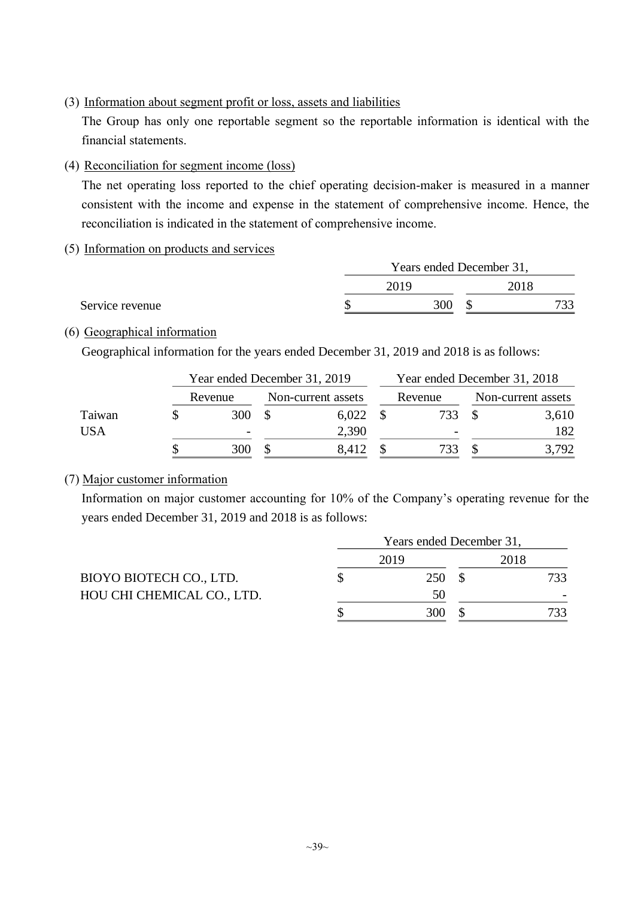(3) Information about segment profit or loss, assets and liabilities

The Group has only one reportable segment so the reportable information is identical with the financial statements.

(4) Reconciliation for segment income (loss)

The net operating loss reported to the chief operating decision-maker is measured in a manner consistent with the income and expense in the statement of comprehensive income. Hence, the reconciliation is indicated in the statement of comprehensive income.

(5) Information on products and services

| | Years ended December 31, | |
|---|---|---|
| | 2019 | 2018 |
| Service revenue | $ 300 | $ 733 |

(6) Geographical information

Geographical information for the years ended December 31, 2019 and 2018 is as follows:

| | Year ended December 31, 2019 | | Year ended December 31, 2018 | |
|---|---|---|---|---|
| | Revenue | Non-current assets | Revenue | Non-current assets |
| Taiwan | $ 300 | $ 6,022 | $ 733 | $ 3,610 |
| USA | - | 2,390 | - | 182 |
| | $ 300 | $ 8,412 | $ 733 | $ 3,792 |

(7) Major customer information

Information on major customer accounting for 10% of the Company's operating revenue for the years ended December 31, 2019 and 2018 is as follows:

| | Years ended December 31, | |
|---|---|---|
| | 2019 | 2018 |
| BIOYO BIOTECH CO., LTD. | $ 250 | $ 733 |
| HOU CHI CHEMICAL CO., LTD. | 50 | - |
| | $ 300 | $ 733 |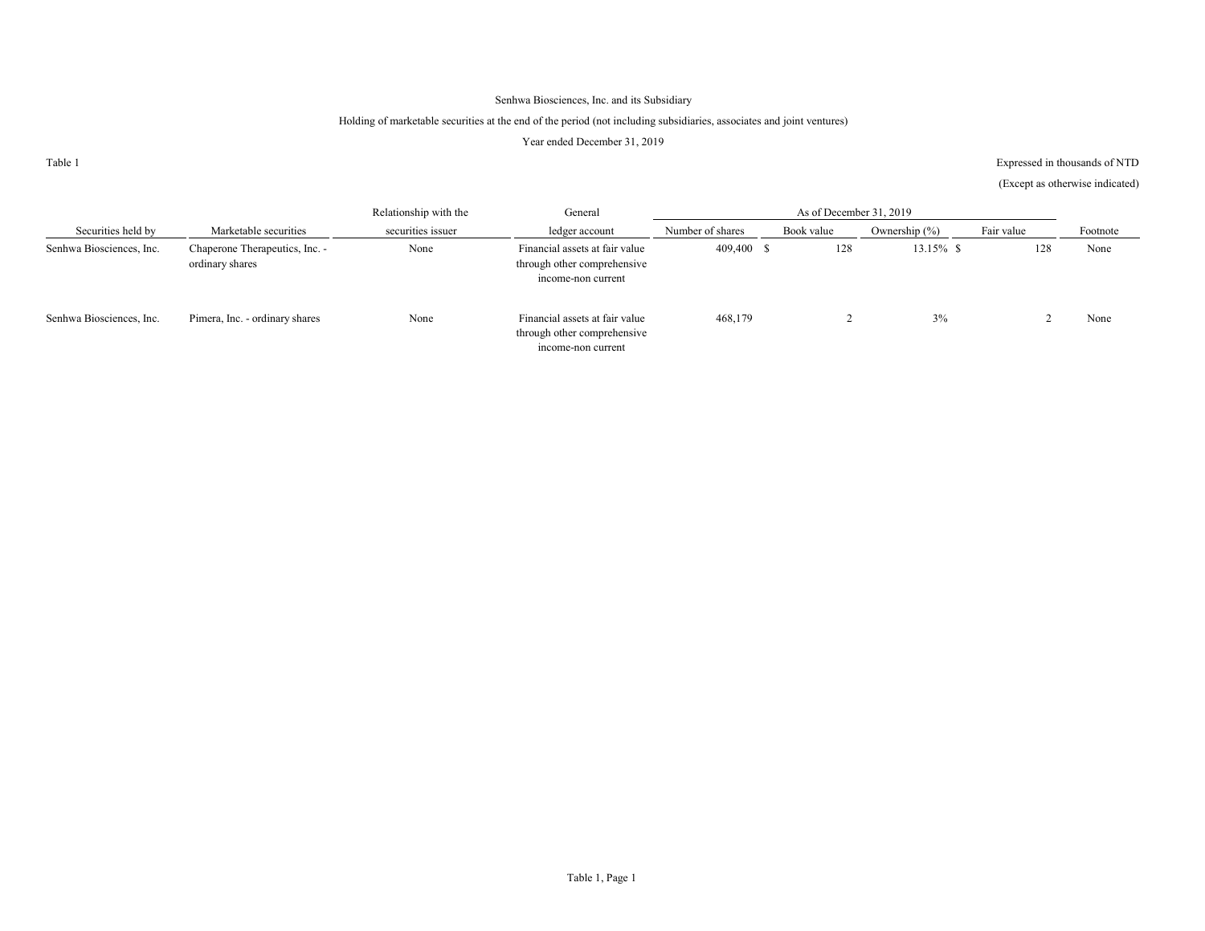Senhwa Biosciences, Inc. and its Subsidiary

Holding of marketable securities at the end of the period (not including subsidiaries, associates and joint ventures)

Year ended December 31, 2019

Table 1

Expressed in thousands of NTD

(Except as otherwise indicated)

| Securities held by | Marketable securities | Relationship with the securities issuer | General ledger account | As of December 31, 2019 | | | | Footnote |
|---|---|---|---|---|---|---|---|---|
| | | | | Number of shares | Book value | Ownership (%) | Fair value | |
| Senhwa Biosciences, Inc. | Chaperone Therapeutics, Inc. - ordinary shares | None | Financial assets at fair value through other comprehensive income-non current | 409,400 | $ 128 | 13.15% | $ 128 | None |
| Senhwa Biosciences, Inc. | Pimera, Inc. - ordinary shares | None | Financial assets at fair value through other comprehensive income-non current | 468,179 | 2 | 3% | 2 | None |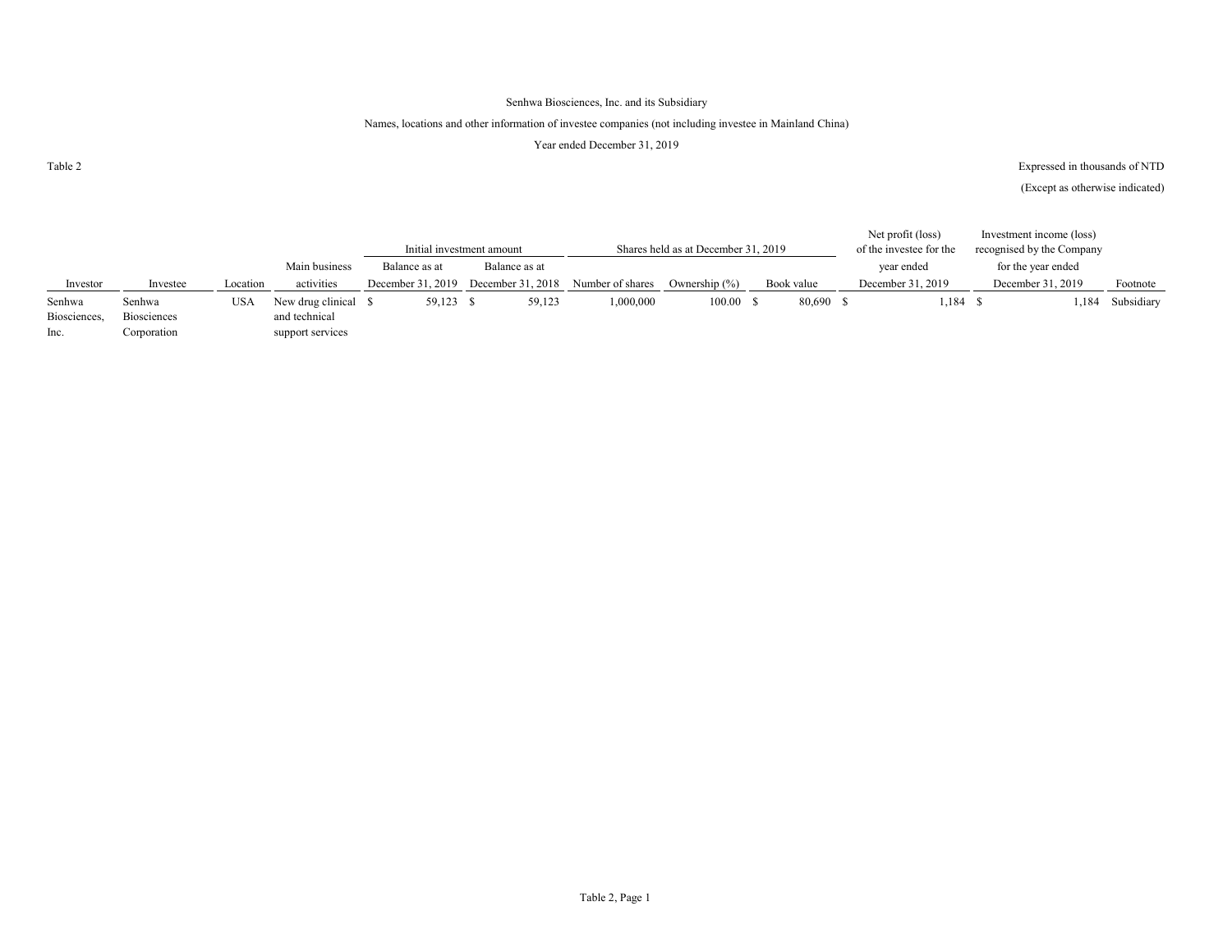Senhwa Biosciences, Inc. and its Subsidiary

Names, locations and other information of investee companies (not including investee in Mainland China)

Year ended December 31, 2019

Table 2

Expressed in thousands of NTD

(Except as otherwise indicated)

| | | | | Initial investment amount | | Shares held as at December 31, 2019 | | | | | |
|---|---|---|---|---|---|---|---|---|---|---|---|
| Investor | Investee | Location | Main business activities | Balance as at December 31, 2019 | Balance as at December 31, 2018 | Number of shares | Ownership (%) | Book value | Net profit (loss) of the investee for the year ended December 31, 2019 | Investment income (loss) recognised by the Company for the year ended December 31, 2019 | Footnote |
| Senhwa Biosciences, Inc. | Senhwa Biosciences Corporation | USA | New drug clinical and technical support services | $ 59,123 | $ 59,123 | 1,000,000 | 100.00 | $ 80,690 | $ 1,184 | $ 1,184 | Subsidiary |